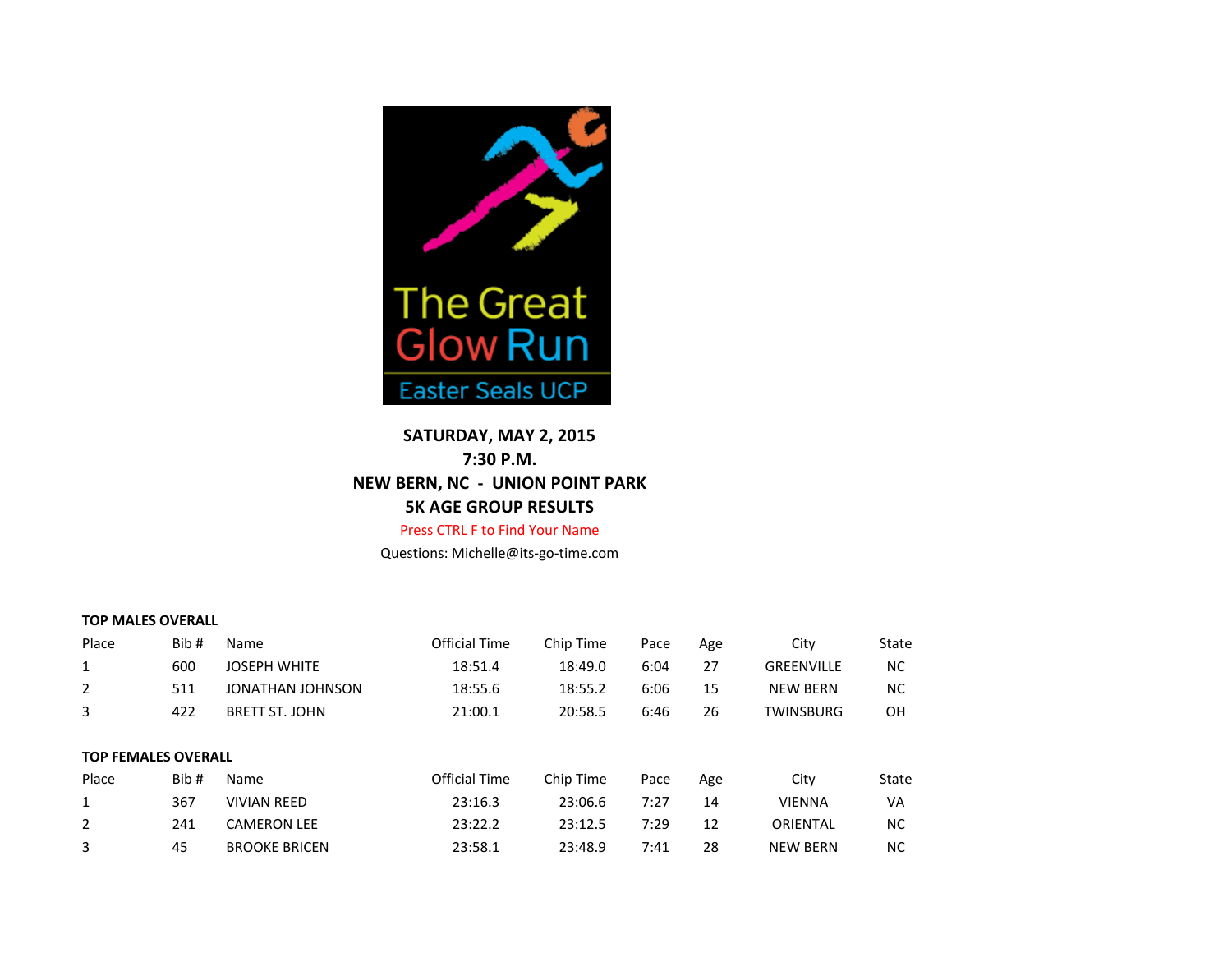The Great Glow Run

Easter Seals UCP

**SATURDAY, MAY 2, 2015**
**7:30 P.M.**
**NEW BERN, NC - UNION POINT PARK**
**5K AGE GROUP RESULTS**

Press CTRL F to Find Your Name

Questions: Michelle@its-go-time.com

**TOP MALES OVERALL**

| Place | Bib # | Name | Official Time | Chip Time | Pace | Age | City | State |
|---|---|---|---|---|---|---|---|---|
| 1 | 600 | JOSEPH WHITE | 18:51.4 | 18:49.0 | 6:04 | 27 | GREENVILLE | NC |
| 2 | 511 | JONATHAN JOHNSON | 18:55.6 | 18:55.2 | 6:06 | 15 | NEW BERN | NC |
| 3 | 422 | BRETT ST. JOHN | 21:00.1 | 20:58.5 | 6:46 | 26 | TWINSBURG | OH |

**TOP FEMALES OVERALL**

| Place | Bib # | Name | Official Time | Chip Time | Pace | Age | City | State |
|---|---|---|---|---|---|---|---|---|
| 1 | 367 | VIVIAN REED | 23:16.3 | 23:06.6 | 7:27 | 14 | VIENNA | VA |
| 2 | 241 | CAMERON LEE | 23:22.2 | 23:12.5 | 7:29 | 12 | ORIENTAL | NC |
| 3 | 45 | BROOKE BRICEN | 23:58.1 | 23:48.9 | 7:41 | 28 | NEW BERN | NC |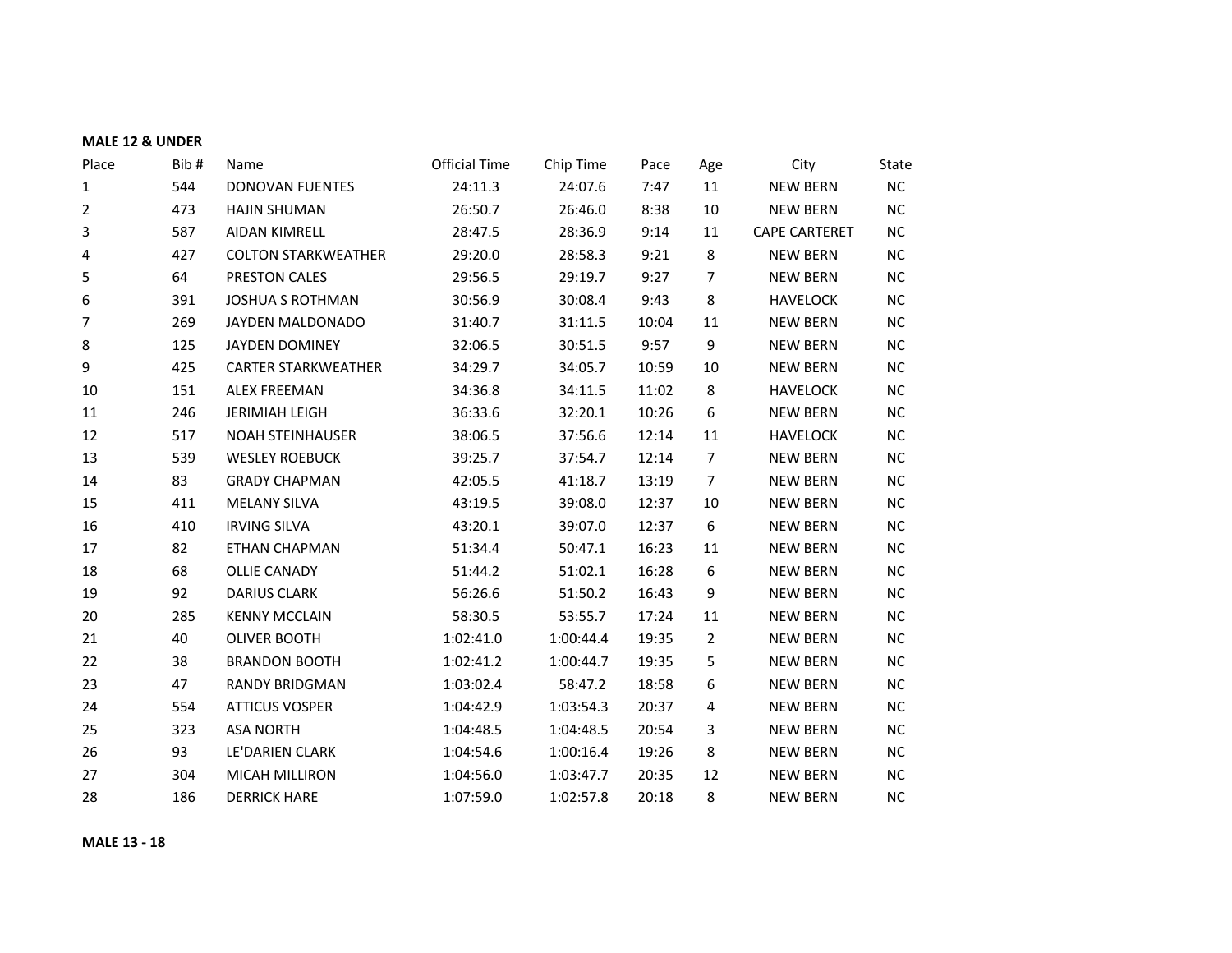**MALE 12 & UNDER**

| Place | Bib # | Name | Official Time | Chip Time | Pace | Age | City | State |
|---|---|---|---|---|---|---|---|---|
| 1 | 544 | DONOVAN FUENTES | 24:11.3 | 24:07.6 | 7:47 | 11 | NEW BERN | NC |
| 2 | 473 | HAJIN SHUMAN | 26:50.7 | 26:46.0 | 8:38 | 10 | NEW BERN | NC |
| 3 | 587 | AIDAN KIMRELL | 28:47.5 | 28:36.9 | 9:14 | 11 | CAPE CARTERET | NC |
| 4 | 427 | COLTON STARKWEATHER | 29:20.0 | 28:58.3 | 9:21 | 8 | NEW BERN | NC |
| 5 | 64 | PRESTON CALES | 29:56.5 | 29:19.7 | 9:27 | 7 | NEW BERN | NC |
| 6 | 391 | JOSHUA S ROTHMAN | 30:56.9 | 30:08.4 | 9:43 | 8 | HAVELOCK | NC |
| 7 | 269 | JAYDEN MALDONADO | 31:40.7 | 31:11.5 | 10:04 | 11 | NEW BERN | NC |
| 8 | 125 | JAYDEN DOMINEY | 32:06.5 | 30:51.5 | 9:57 | 9 | NEW BERN | NC |
| 9 | 425 | CARTER STARKWEATHER | 34:29.7 | 34:05.7 | 10:59 | 10 | NEW BERN | NC |
| 10 | 151 | ALEX FREEMAN | 34:36.8 | 34:11.5 | 11:02 | 8 | HAVELOCK | NC |
| 11 | 246 | JERIMIAH LEIGH | 36:33.6 | 32:20.1 | 10:26 | 6 | NEW BERN | NC |
| 12 | 517 | NOAH STEINHAUSER | 38:06.5 | 37:56.6 | 12:14 | 11 | HAVELOCK | NC |
| 13 | 539 | WESLEY ROEBUCK | 39:25.7 | 37:54.7 | 12:14 | 7 | NEW BERN | NC |
| 14 | 83 | GRADY CHAPMAN | 42:05.5 | 41:18.7 | 13:19 | 7 | NEW BERN | NC |
| 15 | 411 | MELANY SILVA | 43:19.5 | 39:08.0 | 12:37 | 10 | NEW BERN | NC |
| 16 | 410 | IRVING SILVA | 43:20.1 | 39:07.0 | 12:37 | 6 | NEW BERN | NC |
| 17 | 82 | ETHAN CHAPMAN | 51:34.4 | 50:47.1 | 16:23 | 11 | NEW BERN | NC |
| 18 | 68 | OLLIE CANADY | 51:44.2 | 51:02.1 | 16:28 | 6 | NEW BERN | NC |
| 19 | 92 | DARIUS CLARK | 56:26.6 | 51:50.2 | 16:43 | 9 | NEW BERN | NC |
| 20 | 285 | KENNY MCCLAIN | 58:30.5 | 53:55.7 | 17:24 | 11 | NEW BERN | NC |
| 21 | 40 | OLIVER BOOTH | 1:02:41.0 | 1:00:44.4 | 19:35 | 2 | NEW BERN | NC |
| 22 | 38 | BRANDON BOOTH | 1:02:41.2 | 1:00:44.7 | 19:35 | 5 | NEW BERN | NC |
| 23 | 47 | RANDY BRIDGMAN | 1:03:02.4 | 58:47.2 | 18:58 | 6 | NEW BERN | NC |
| 24 | 554 | ATTICUS VOSPER | 1:04:42.9 | 1:03:54.3 | 20:37 | 4 | NEW BERN | NC |
| 25 | 323 | ASA NORTH | 1:04:48.5 | 1:04:48.5 | 20:54 | 3 | NEW BERN | NC |
| 26 | 93 | LE'DARIEN CLARK | 1:04:54.6 | 1:00:16.4 | 19:26 | 8 | NEW BERN | NC |
| 27 | 304 | MICAH MILLIRON | 1:04:56.0 | 1:03:47.7 | 20:35 | 12 | NEW BERN | NC |
| 28 | 186 | DERRICK HARE | 1:07:59.0 | 1:02:57.8 | 20:18 | 8 | NEW BERN | NC |

**MALE 13 - 18**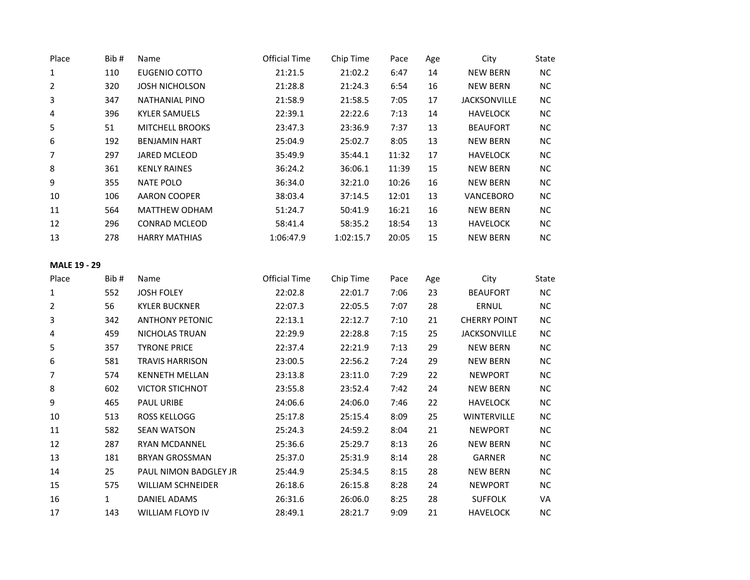| Place | Bib # | Name | Official Time | Chip Time | Pace | Age | City | State |
|---|---|---|---|---|---|---|---|---|
| 1 | 110 | EUGENIO COTTO | 21:21.5 | 21:02.2 | 6:47 | 14 | NEW BERN | NC |
| 2 | 320 | JOSH NICHOLSON | 21:28.8 | 21:24.3 | 6:54 | 16 | NEW BERN | NC |
| 3 | 347 | NATHANIAL PINO | 21:58.9 | 21:58.5 | 7:05 | 17 | JACKSONVILLE | NC |
| 4 | 396 | KYLER SAMUELS | 22:39.1 | 22:22.6 | 7:13 | 14 | HAVELOCK | NC |
| 5 | 51 | MITCHELL BROOKS | 23:47.3 | 23:36.9 | 7:37 | 13 | BEAUFORT | NC |
| 6 | 192 | BENJAMIN HART | 25:04.9 | 25:02.7 | 8:05 | 13 | NEW BERN | NC |
| 7 | 297 | JARED MCLEOD | 35:49.9 | 35:44.1 | 11:32 | 17 | HAVELOCK | NC |
| 8 | 361 | KENLY RAINES | 36:24.2 | 36:06.1 | 11:39 | 15 | NEW BERN | NC |
| 9 | 355 | NATE POLO | 36:34.0 | 32:21.0 | 10:26 | 16 | NEW BERN | NC |
| 10 | 106 | AARON COOPER | 38:03.4 | 37:14.5 | 12:01 | 13 | VANCEBORO | NC |
| 11 | 564 | MATTHEW ODHAM | 51:24.7 | 50:41.9 | 16:21 | 16 | NEW BERN | NC |
| 12 | 296 | CONRAD MCLEOD | 58:41.4 | 58:35.2 | 18:54 | 13 | HAVELOCK | NC |
| 13 | 278 | HARRY MATHIAS | 1:06:47.9 | 1:02:15.7 | 20:05 | 15 | NEW BERN | NC |

**MALE 19 - 29**

| Place | Bib # | Name | Official Time | Chip Time | Pace | Age | City | State |
|---|---|---|---|---|---|---|---|---|
| 1 | 552 | JOSH FOLEY | 22:02.8 | 22:01.7 | 7:06 | 23 | BEAUFORT | NC |
| 2 | 56 | KYLER BUCKNER | 22:07.3 | 22:05.5 | 7:07 | 28 | ERNUL | NC |
| 3 | 342 | ANTHONY PETONIC | 22:13.1 | 22:12.7 | 7:10 | 21 | CHERRY POINT | NC |
| 4 | 459 | NICHOLAS TRUAN | 22:29.9 | 22:28.8 | 7:15 | 25 | JACKSONVILLE | NC |
| 5 | 357 | TYRONE PRICE | 22:37.4 | 22:21.9 | 7:13 | 29 | NEW BERN | NC |
| 6 | 581 | TRAVIS HARRISON | 23:00.5 | 22:56.2 | 7:24 | 29 | NEW BERN | NC |
| 7 | 574 | KENNETH MELLAN | 23:13.8 | 23:11.0 | 7:29 | 22 | NEWPORT | NC |
| 8 | 602 | VICTOR STICHNOT | 23:55.8 | 23:52.4 | 7:42 | 24 | NEW BERN | NC |
| 9 | 465 | PAUL URIBE | 24:06.6 | 24:06.0 | 7:46 | 22 | HAVELOCK | NC |
| 10 | 513 | ROSS KELLOGG | 25:17.8 | 25:15.4 | 8:09 | 25 | WINTERVILLE | NC |
| 11 | 582 | SEAN WATSON | 25:24.3 | 24:59.2 | 8:04 | 21 | NEWPORT | NC |
| 12 | 287 | RYAN MCDANNEL | 25:36.6 | 25:29.7 | 8:13 | 26 | NEW BERN | NC |
| 13 | 181 | BRYAN GROSSMAN | 25:37.0 | 25:31.9 | 8:14 | 28 | GARNER | NC |
| 14 | 25 | PAUL NIMON BADGLEY JR | 25:44.9 | 25:34.5 | 8:15 | 28 | NEW BERN | NC |
| 15 | 575 | WILLIAM SCHNEIDER | 26:18.6 | 26:15.8 | 8:28 | 24 | NEWPORT | NC |
| 16 | 1 | DANIEL ADAMS | 26:31.6 | 26:06.0 | 8:25 | 28 | SUFFOLK | VA |
| 17 | 143 | WILLIAM FLOYD IV | 28:49.1 | 28:21.7 | 9:09 | 21 | HAVELOCK | NC |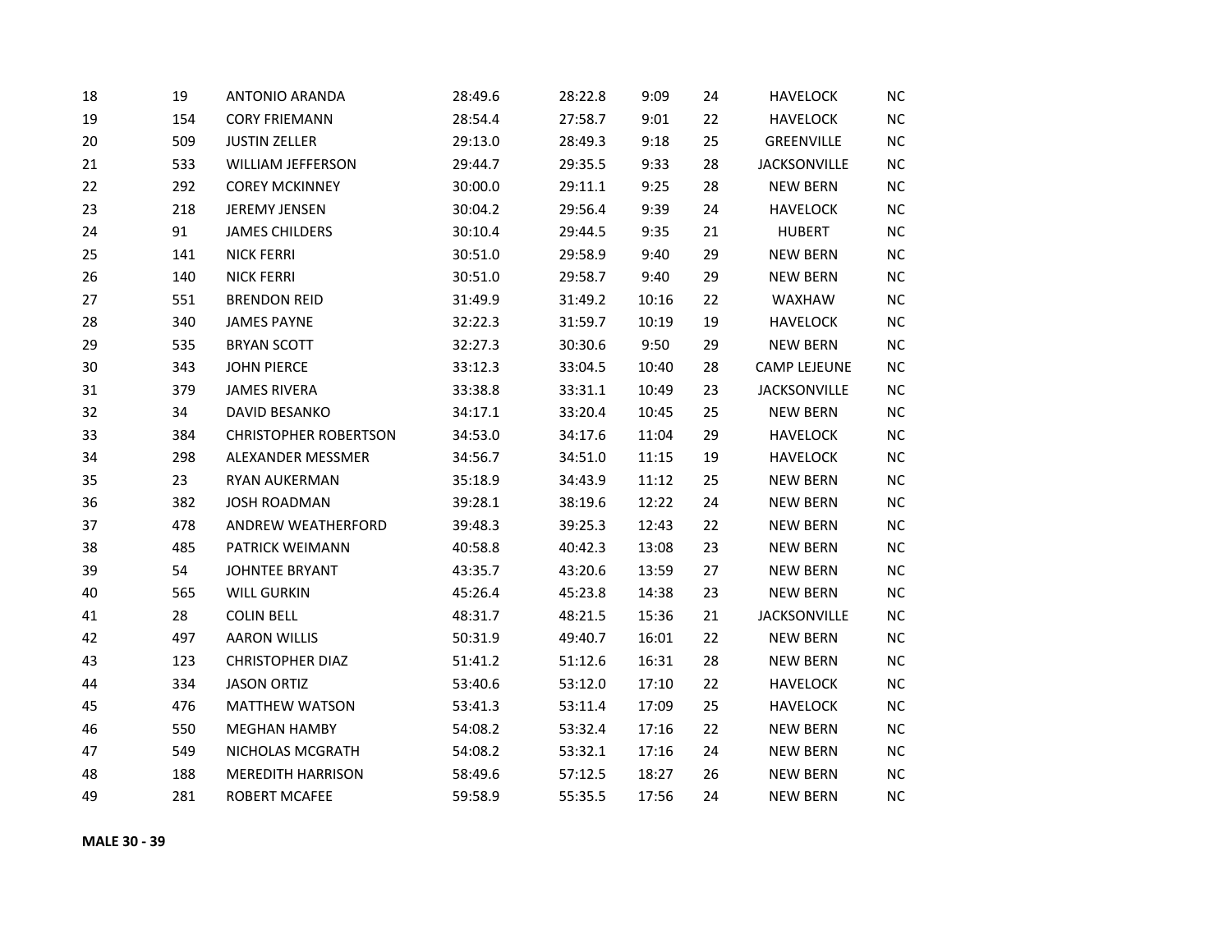| | | | | | | | | |
|---|---|---|---|---|---|---|---|---|
| 18 | 19 | ANTONIO ARANDA | 28:49.6 | 28:22.8 | 9:09 | 24 | HAVELOCK | NC |
| 19 | 154 | CORY FRIEMANN | 28:54.4 | 27:58.7 | 9:01 | 22 | HAVELOCK | NC |
| 20 | 509 | JUSTIN ZELLER | 29:13.0 | 28:49.3 | 9:18 | 25 | GREENVILLE | NC |
| 21 | 533 | WILLIAM JEFFERSON | 29:44.7 | 29:35.5 | 9:33 | 28 | JACKSONVILLE | NC |
| 22 | 292 | COREY MCKINNEY | 30:00.0 | 29:11.1 | 9:25 | 28 | NEW BERN | NC |
| 23 | 218 | JEREMY JENSEN | 30:04.2 | 29:56.4 | 9:39 | 24 | HAVELOCK | NC |
| 24 | 91 | JAMES CHILDERS | 30:10.4 | 29:44.5 | 9:35 | 21 | HUBERT | NC |
| 25 | 141 | NICK FERRI | 30:51.0 | 29:58.9 | 9:40 | 29 | NEW BERN | NC |
| 26 | 140 | NICK FERRI | 30:51.0 | 29:58.7 | 9:40 | 29 | NEW BERN | NC |
| 27 | 551 | BRENDON REID | 31:49.9 | 31:49.2 | 10:16 | 22 | WAXHAW | NC |
| 28 | 340 | JAMES PAYNE | 32:22.3 | 31:59.7 | 10:19 | 19 | HAVELOCK | NC |
| 29 | 535 | BRYAN SCOTT | 32:27.3 | 30:30.6 | 9:50 | 29 | NEW BERN | NC |
| 30 | 343 | JOHN PIERCE | 33:12.3 | 33:04.5 | 10:40 | 28 | CAMP LEJEUNE | NC |
| 31 | 379 | JAMES RIVERA | 33:38.8 | 33:31.1 | 10:49 | 23 | JACKSONVILLE | NC |
| 32 | 34 | DAVID BESANKO | 34:17.1 | 33:20.4 | 10:45 | 25 | NEW BERN | NC |
| 33 | 384 | CHRISTOPHER ROBERTSON | 34:53.0 | 34:17.6 | 11:04 | 29 | HAVELOCK | NC |
| 34 | 298 | ALEXANDER MESSMER | 34:56.7 | 34:51.0 | 11:15 | 19 | HAVELOCK | NC |
| 35 | 23 | RYAN AUKERMAN | 35:18.9 | 34:43.9 | 11:12 | 25 | NEW BERN | NC |
| 36 | 382 | JOSH ROADMAN | 39:28.1 | 38:19.6 | 12:22 | 24 | NEW BERN | NC |
| 37 | 478 | ANDREW WEATHERFORD | 39:48.3 | 39:25.3 | 12:43 | 22 | NEW BERN | NC |
| 38 | 485 | PATRICK WEIMANN | 40:58.8 | 40:42.3 | 13:08 | 23 | NEW BERN | NC |
| 39 | 54 | JOHNTEE BRYANT | 43:35.7 | 43:20.6 | 13:59 | 27 | NEW BERN | NC |
| 40 | 565 | WILL GURKIN | 45:26.4 | 45:23.8 | 14:38 | 23 | NEW BERN | NC |
| 41 | 28 | COLIN BELL | 48:31.7 | 48:21.5 | 15:36 | 21 | JACKSONVILLE | NC |
| 42 | 497 | AARON WILLIS | 50:31.9 | 49:40.7 | 16:01 | 22 | NEW BERN | NC |
| 43 | 123 | CHRISTOPHER DIAZ | 51:41.2 | 51:12.6 | 16:31 | 28 | NEW BERN | NC |
| 44 | 334 | JASON ORTIZ | 53:40.6 | 53:12.0 | 17:10 | 22 | HAVELOCK | NC |
| 45 | 476 | MATTHEW WATSON | 53:41.3 | 53:11.4 | 17:09 | 25 | HAVELOCK | NC |
| 46 | 550 | MEGHAN HAMBY | 54:08.2 | 53:32.4 | 17:16 | 22 | NEW BERN | NC |
| 47 | 549 | NICHOLAS MCGRATH | 54:08.2 | 53:32.1 | 17:16 | 24 | NEW BERN | NC |
| 48 | 188 | MEREDITH HARRISON | 58:49.6 | 57:12.5 | 18:27 | 26 | NEW BERN | NC |
| 49 | 281 | ROBERT MCAFEE | 59:58.9 | 55:35.5 | 17:56 | 24 | NEW BERN | NC |

**MALE 30 - 39**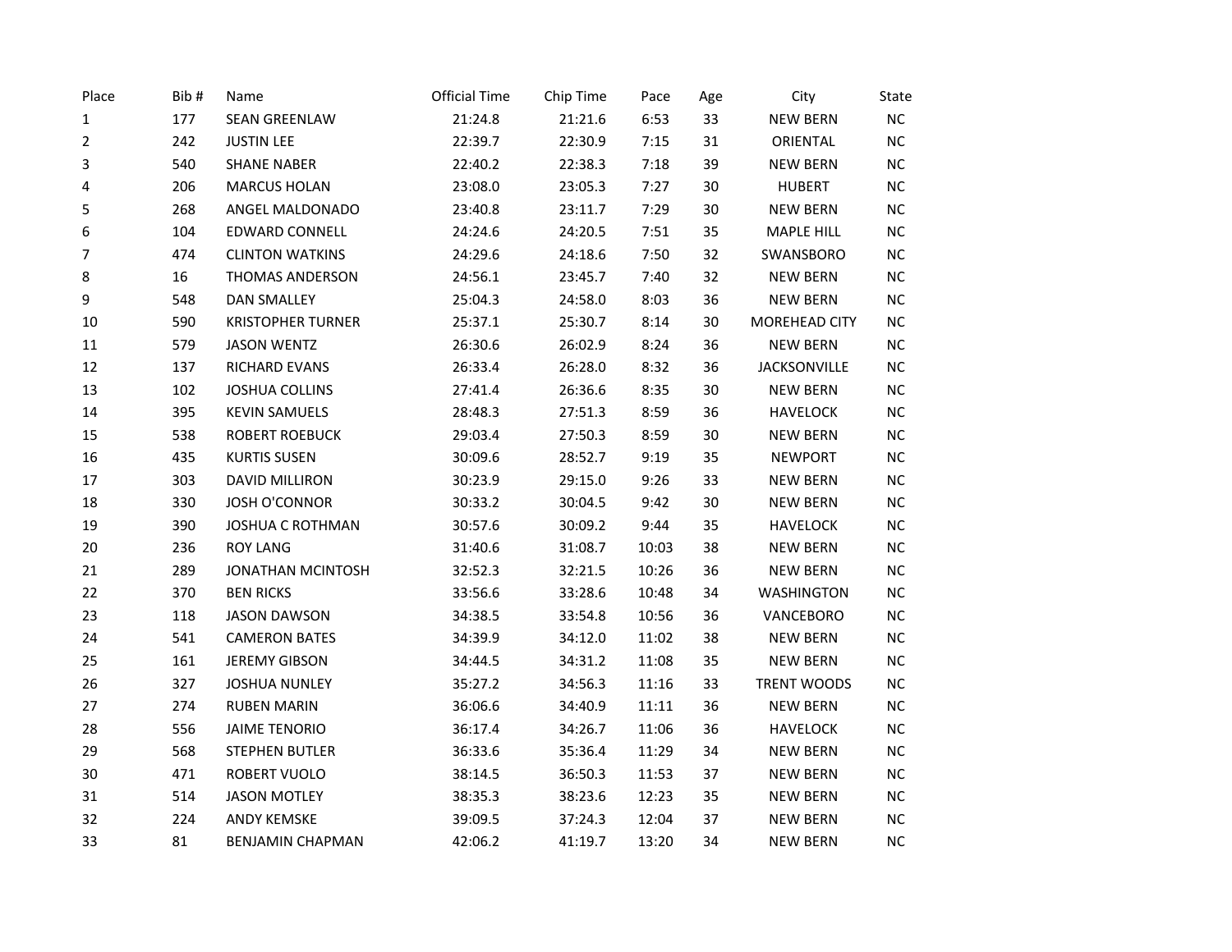| Place | Bib # | Name | Official Time | Chip Time | Pace | Age | City | State |
| --- | --- | --- | --- | --- | --- | --- | --- | --- |
| 1 | 177 | SEAN GREENLAW | 21:24.8 | 21:21.6 | 6:53 | 33 | NEW BERN | NC |
| 2 | 242 | JUSTIN LEE | 22:39.7 | 22:30.9 | 7:15 | 31 | ORIENTAL | NC |
| 3 | 540 | SHANE NABER | 22:40.2 | 22:38.3 | 7:18 | 39 | NEW BERN | NC |
| 4 | 206 | MARCUS HOLAN | 23:08.0 | 23:05.3 | 7:27 | 30 | HUBERT | NC |
| 5 | 268 | ANGEL MALDONADO | 23:40.8 | 23:11.7 | 7:29 | 30 | NEW BERN | NC |
| 6 | 104 | EDWARD CONNELL | 24:24.6 | 24:20.5 | 7:51 | 35 | MAPLE HILL | NC |
| 7 | 474 | CLINTON WATKINS | 24:29.6 | 24:18.6 | 7:50 | 32 | SWANSBORO | NC |
| 8 | 16 | THOMAS ANDERSON | 24:56.1 | 23:45.7 | 7:40 | 32 | NEW BERN | NC |
| 9 | 548 | DAN SMALLEY | 25:04.3 | 24:58.0 | 8:03 | 36 | NEW BERN | NC |
| 10 | 590 | KRISTOPHER TURNER | 25:37.1 | 25:30.7 | 8:14 | 30 | MOREHEAD CITY | NC |
| 11 | 579 | JASON WENTZ | 26:30.6 | 26:02.9 | 8:24 | 36 | NEW BERN | NC |
| 12 | 137 | RICHARD EVANS | 26:33.4 | 26:28.0 | 8:32 | 36 | JACKSONVILLE | NC |
| 13 | 102 | JOSHUA COLLINS | 27:41.4 | 26:36.6 | 8:35 | 30 | NEW BERN | NC |
| 14 | 395 | KEVIN SAMUELS | 28:48.3 | 27:51.3 | 8:59 | 36 | HAVELOCK | NC |
| 15 | 538 | ROBERT ROEBUCK | 29:03.4 | 27:50.3 | 8:59 | 30 | NEW BERN | NC |
| 16 | 435 | KURTIS SUSEN | 30:09.6 | 28:52.7 | 9:19 | 35 | NEWPORT | NC |
| 17 | 303 | DAVID MILLIRON | 30:23.9 | 29:15.0 | 9:26 | 33 | NEW BERN | NC |
| 18 | 330 | JOSH O'CONNOR | 30:33.2 | 30:04.5 | 9:42 | 30 | NEW BERN | NC |
| 19 | 390 | JOSHUA C ROTHMAN | 30:57.6 | 30:09.2 | 9:44 | 35 | HAVELOCK | NC |
| 20 | 236 | ROY LANG | 31:40.6 | 31:08.7 | 10:03 | 38 | NEW BERN | NC |
| 21 | 289 | JONATHAN MCINTOSH | 32:52.3 | 32:21.5 | 10:26 | 36 | NEW BERN | NC |
| 22 | 370 | BEN RICKS | 33:56.6 | 33:28.6 | 10:48 | 34 | WASHINGTON | NC |
| 23 | 118 | JASON DAWSON | 34:38.5 | 33:54.8 | 10:56 | 36 | VANCEBORO | NC |
| 24 | 541 | CAMERON BATES | 34:39.9 | 34:12.0 | 11:02 | 38 | NEW BERN | NC |
| 25 | 161 | JEREMY GIBSON | 34:44.5 | 34:31.2 | 11:08 | 35 | NEW BERN | NC |
| 26 | 327 | JOSHUA NUNLEY | 35:27.2 | 34:56.3 | 11:16 | 33 | TRENT WOODS | NC |
| 27 | 274 | RUBEN MARIN | 36:06.6 | 34:40.9 | 11:11 | 36 | NEW BERN | NC |
| 28 | 556 | JAIME TENORIO | 36:17.4 | 34:26.7 | 11:06 | 36 | HAVELOCK | NC |
| 29 | 568 | STEPHEN BUTLER | 36:33.6 | 35:36.4 | 11:29 | 34 | NEW BERN | NC |
| 30 | 471 | ROBERT VUOLO | 38:14.5 | 36:50.3 | 11:53 | 37 | NEW BERN | NC |
| 31 | 514 | JASON MOTLEY | 38:35.3 | 38:23.6 | 12:23 | 35 | NEW BERN | NC |
| 32 | 224 | ANDY KEMSKE | 39:09.5 | 37:24.3 | 12:04 | 37 | NEW BERN | NC |
| 33 | 81 | BENJAMIN CHAPMAN | 42:06.2 | 41:19.7 | 13:20 | 34 | NEW BERN | NC |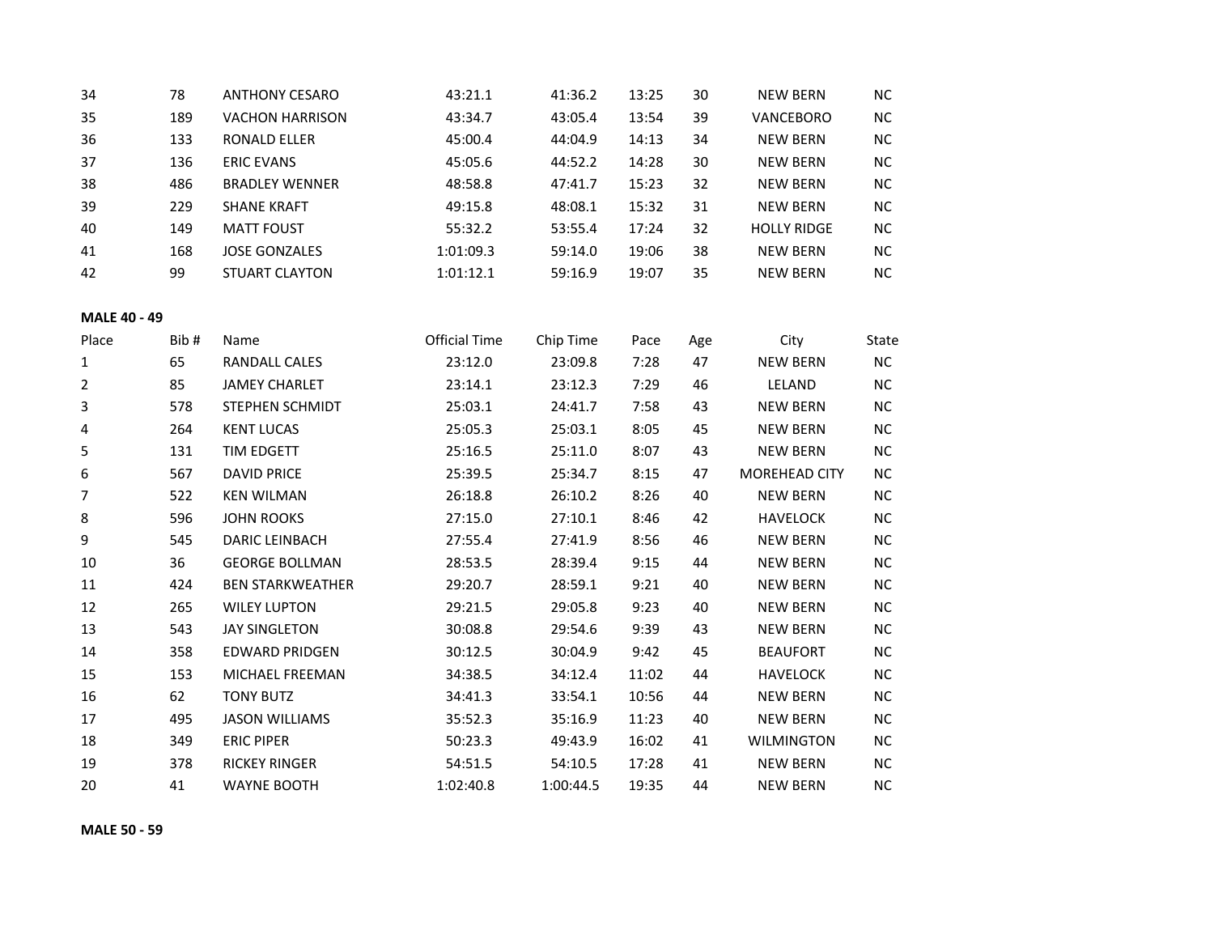| | | | | | | | | |
|---|---|---|---|---|---|---|---|---|
| 34 | 78 | ANTHONY CESARO | 43:21.1 | 41:36.2 | 13:25 | 30 | NEW BERN | NC |
| 35 | 189 | VACHON HARRISON | 43:34.7 | 43:05.4 | 13:54 | 39 | VANCEBORO | NC |
| 36 | 133 | RONALD ELLER | 45:00.4 | 44:04.9 | 14:13 | 34 | NEW BERN | NC |
| 37 | 136 | ERIC EVANS | 45:05.6 | 44:52.2 | 14:28 | 30 | NEW BERN | NC |
| 38 | 486 | BRADLEY WENNER | 48:58.8 | 47:41.7 | 15:23 | 32 | NEW BERN | NC |
| 39 | 229 | SHANE KRAFT | 49:15.8 | 48:08.1 | 15:32 | 31 | NEW BERN | NC |
| 40 | 149 | MATT FOUST | 55:32.2 | 53:55.4 | 17:24 | 32 | HOLLY RIDGE | NC |
| 41 | 168 | JOSE GONZALES | 1:01:09.3 | 59:14.0 | 19:06 | 38 | NEW BERN | NC |
| 42 | 99 | STUART CLAYTON | 1:01:12.1 | 59:16.9 | 19:07 | 35 | NEW BERN | NC |

**MALE 40 - 49**

| Place | Bib # | Name | Official Time | Chip Time | Pace | Age | City | State |
|---|---|---|---|---|---|---|---|---|
| 1 | 65 | RANDALL CALES | 23:12.0 | 23:09.8 | 7:28 | 47 | NEW BERN | NC |
| 2 | 85 | JAMEY CHARLET | 23:14.1 | 23:12.3 | 7:29 | 46 | LELAND | NC |
| 3 | 578 | STEPHEN SCHMIDT | 25:03.1 | 24:41.7 | 7:58 | 43 | NEW BERN | NC |
| 4 | 264 | KENT LUCAS | 25:05.3 | 25:03.1 | 8:05 | 45 | NEW BERN | NC |
| 5 | 131 | TIM EDGETT | 25:16.5 | 25:11.0 | 8:07 | 43 | NEW BERN | NC |
| 6 | 567 | DAVID PRICE | 25:39.5 | 25:34.7 | 8:15 | 47 | MOREHEAD CITY | NC |
| 7 | 522 | KEN WILMAN | 26:18.8 | 26:10.2 | 8:26 | 40 | NEW BERN | NC |
| 8 | 596 | JOHN ROOKS | 27:15.0 | 27:10.1 | 8:46 | 42 | HAVELOCK | NC |
| 9 | 545 | DARIC LEINBACH | 27:55.4 | 27:41.9 | 8:56 | 46 | NEW BERN | NC |
| 10 | 36 | GEORGE BOLLMAN | 28:53.5 | 28:39.4 | 9:15 | 44 | NEW BERN | NC |
| 11 | 424 | BEN STARKWEATHER | 29:20.7 | 28:59.1 | 9:21 | 40 | NEW BERN | NC |
| 12 | 265 | WILEY LUPTON | 29:21.5 | 29:05.8 | 9:23 | 40 | NEW BERN | NC |
| 13 | 543 | JAY SINGLETON | 30:08.8 | 29:54.6 | 9:39 | 43 | NEW BERN | NC |
| 14 | 358 | EDWARD PRIDGEN | 30:12.5 | 30:04.9 | 9:42 | 45 | BEAUFORT | NC |
| 15 | 153 | MICHAEL FREEMAN | 34:38.5 | 34:12.4 | 11:02 | 44 | HAVELOCK | NC |
| 16 | 62 | TONY BUTZ | 34:41.3 | 33:54.1 | 10:56 | 44 | NEW BERN | NC |
| 17 | 495 | JASON WILLIAMS | 35:52.3 | 35:16.9 | 11:23 | 40 | NEW BERN | NC |
| 18 | 349 | ERIC PIPER | 50:23.3 | 49:43.9 | 16:02 | 41 | WILMINGTON | NC |
| 19 | 378 | RICKEY RINGER | 54:51.5 | 54:10.5 | 17:28 | 41 | NEW BERN | NC |
| 20 | 41 | WAYNE BOOTH | 1:02:40.8 | 1:00:44.5 | 19:35 | 44 | NEW BERN | NC |

**MALE 50 - 59**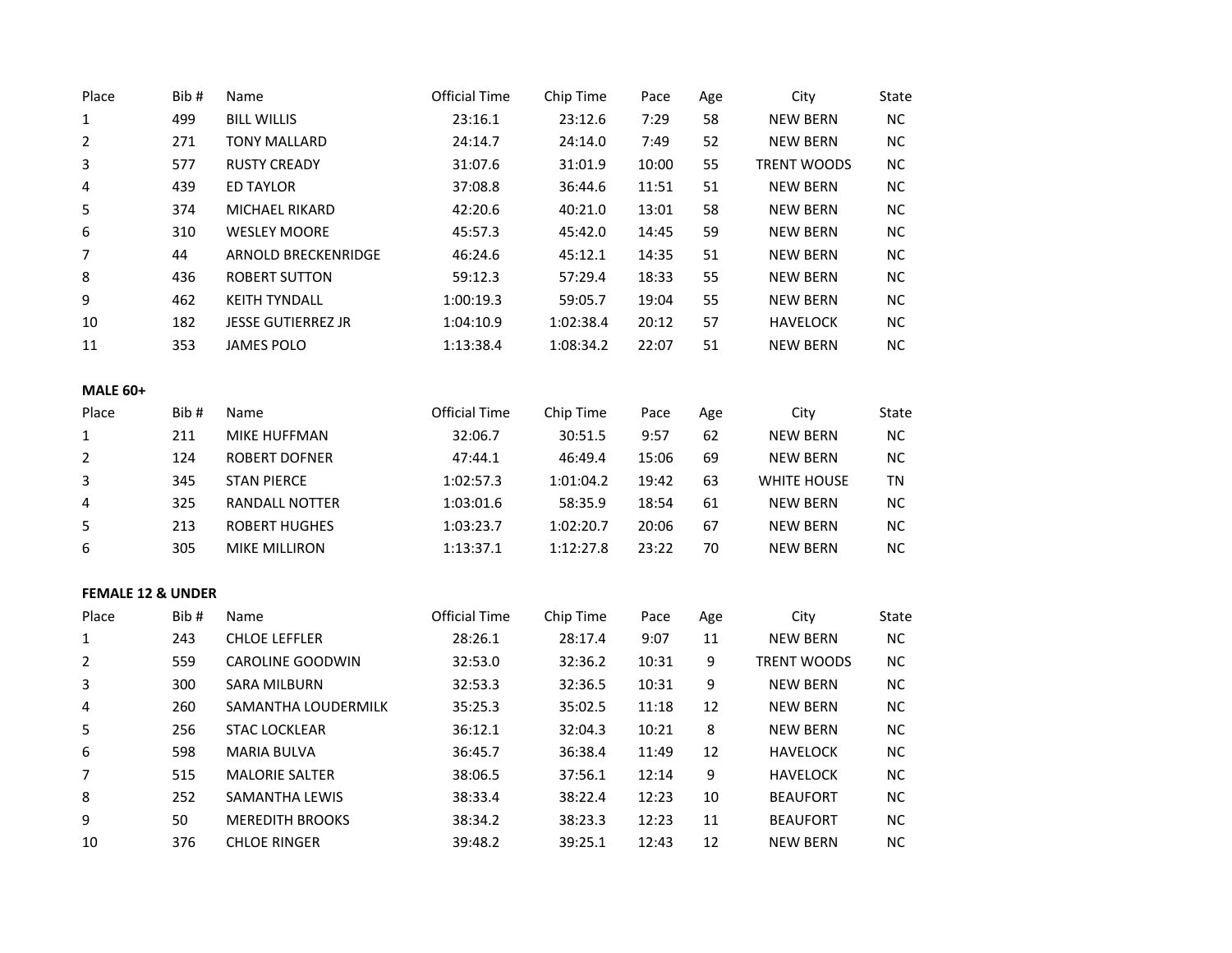| Place | Bib # | Name | Official Time | Chip Time | Pace | Age | City | State |
|---|---|---|---|---|---|---|---|---|
| 1 | 499 | BILL WILLIS | 23:16.1 | 23:12.6 | 7:29 | 58 | NEW BERN | NC |
| 2 | 271 | TONY MALLARD | 24:14.7 | 24:14.0 | 7:49 | 52 | NEW BERN | NC |
| 3 | 577 | RUSTY CREADY | 31:07.6 | 31:01.9 | 10:00 | 55 | TRENT WOODS | NC |
| 4 | 439 | ED TAYLOR | 37:08.8 | 36:44.6 | 11:51 | 51 | NEW BERN | NC |
| 5 | 374 | MICHAEL RIKARD | 42:20.6 | 40:21.0 | 13:01 | 58 | NEW BERN | NC |
| 6 | 310 | WESLEY MOORE | 45:57.3 | 45:42.0 | 14:45 | 59 | NEW BERN | NC |
| 7 | 44 | ARNOLD BRECKENRIDGE | 46:24.6 | 45:12.1 | 14:35 | 51 | NEW BERN | NC |
| 8 | 436 | ROBERT SUTTON | 59:12.3 | 57:29.4 | 18:33 | 55 | NEW BERN | NC |
| 9 | 462 | KEITH TYNDALL | 1:00:19.3 | 59:05.7 | 19:04 | 55 | NEW BERN | NC |
| 10 | 182 | JESSE GUTIERREZ JR | 1:04:10.9 | 1:02:38.4 | 20:12 | 57 | HAVELOCK | NC |
| 11 | 353 | JAMES POLO | 1:13:38.4 | 1:08:34.2 | 22:07 | 51 | NEW BERN | NC |

**MALE 60+**

| Place | Bib # | Name | Official Time | Chip Time | Pace | Age | City | State |
|---|---|---|---|---|---|---|---|---|
| 1 | 211 | MIKE HUFFMAN | 32:06.7 | 30:51.5 | 9:57 | 62 | NEW BERN | NC |
| 2 | 124 | ROBERT DOFNER | 47:44.1 | 46:49.4 | 15:06 | 69 | NEW BERN | NC |
| 3 | 345 | STAN PIERCE | 1:02:57.3 | 1:01:04.2 | 19:42 | 63 | WHITE HOUSE | TN |
| 4 | 325 | RANDALL NOTTER | 1:03:01.6 | 58:35.9 | 18:54 | 61 | NEW BERN | NC |
| 5 | 213 | ROBERT HUGHES | 1:03:23.7 | 1:02:20.7 | 20:06 | 67 | NEW BERN | NC |
| 6 | 305 | MIKE MILLIRON | 1:13:37.1 | 1:12:27.8 | 23:22 | 70 | NEW BERN | NC |

**FEMALE 12 & UNDER**

| Place | Bib # | Name | Official Time | Chip Time | Pace | Age | City | State |
|---|---|---|---|---|---|---|---|---|
| 1 | 243 | CHLOE LEFFLER | 28:26.1 | 28:17.4 | 9:07 | 11 | NEW BERN | NC |
| 2 | 559 | CAROLINE GOODWIN | 32:53.0 | 32:36.2 | 10:31 | 9 | TRENT WOODS | NC |
| 3 | 300 | SARA MILBURN | 32:53.3 | 32:36.5 | 10:31 | 9 | NEW BERN | NC |
| 4 | 260 | SAMANTHA LOUDERMILK | 35:25.3 | 35:02.5 | 11:18 | 12 | NEW BERN | NC |
| 5 | 256 | STAC LOCKLEAR | 36:12.1 | 32:04.3 | 10:21 | 8 | NEW BERN | NC |
| 6 | 598 | MARIA BULVA | 36:45.7 | 36:38.4 | 11:49 | 12 | HAVELOCK | NC |
| 7 | 515 | MALORIE SALTER | 38:06.5 | 37:56.1 | 12:14 | 9 | HAVELOCK | NC |
| 8 | 252 | SAMANTHA LEWIS | 38:33.4 | 38:22.4 | 12:23 | 10 | BEAUFORT | NC |
| 9 | 50 | MEREDITH BROOKS | 38:34.2 | 38:23.3 | 12:23 | 11 | BEAUFORT | NC |
| 10 | 376 | CHLOE RINGER | 39:48.2 | 39:25.1 | 12:43 | 12 | NEW BERN | NC |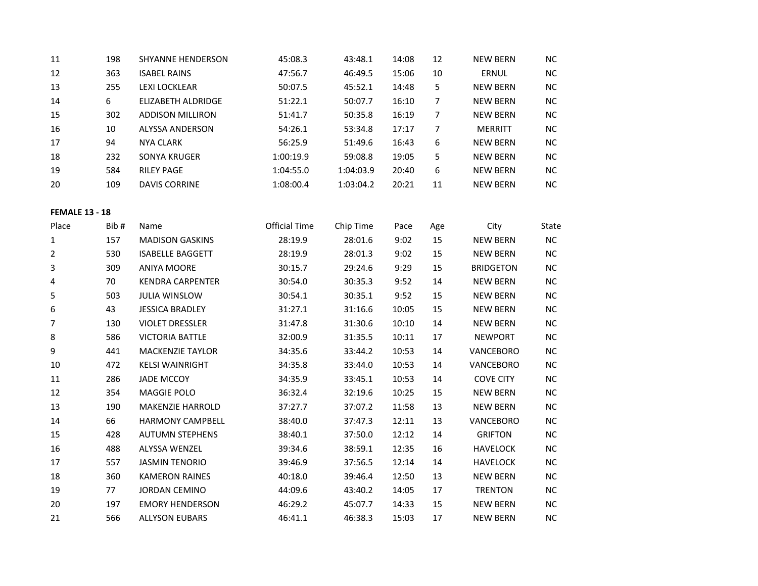| 11 | 198 | SHYANNE HENDERSON | 45:08.3 | 43:48.1 | 14:08 | 12 | NEW BERN | NC |
|---|---|---|---|---|---|---|---|---|
| 12 | 363 | ISABEL RAINS | 47:56.7 | 46:49.5 | 15:06 | 10 | ERNUL | NC |
| 13 | 255 | LEXI LOCKLEAR | 50:07.5 | 45:52.1 | 14:48 | 5 | NEW BERN | NC |
| 14 | 6 | ELIZABETH ALDRIDGE | 51:22.1 | 50:07.7 | 16:10 | 7 | NEW BERN | NC |
| 15 | 302 | ADDISON MILLIRON | 51:41.7 | 50:35.8 | 16:19 | 7 | NEW BERN | NC |
| 16 | 10 | ALYSSA ANDERSON | 54:26.1 | 53:34.8 | 17:17 | 7 | MERRITT | NC |
| 17 | 94 | NYA CLARK | 56:25.9 | 51:49.6 | 16:43 | 6 | NEW BERN | NC |
| 18 | 232 | SONYA KRUGER | 1:00:19.9 | 59:08.8 | 19:05 | 5 | NEW BERN | NC |
| 19 | 584 | RILEY PAGE | 1:04:55.0 | 1:04:03.9 | 20:40 | 6 | NEW BERN | NC |
| 20 | 109 | DAVIS CORRINE | 1:08:00.4 | 1:03:04.2 | 20:21 | 11 | NEW BERN | NC |

**FEMALE 13 - 18**

| Place | Bib # | Name | Official Time | Chip Time | Pace | Age | City | State |
|---|---|---|---|---|---|---|---|---|
| 1 | 157 | MADISON GASKINS | 28:19.9 | 28:01.6 | 9:02 | 15 | NEW BERN | NC |
| 2 | 530 | ISABELLE BAGGETT | 28:19.9 | 28:01.3 | 9:02 | 15 | NEW BERN | NC |
| 3 | 309 | ANIYA MOORE | 30:15.7 | 29:24.6 | 9:29 | 15 | BRIDGETON | NC |
| 4 | 70 | KENDRA CARPENTER | 30:54.0 | 30:35.3 | 9:52 | 14 | NEW BERN | NC |
| 5 | 503 | JULIA WINSLOW | 30:54.1 | 30:35.1 | 9:52 | 15 | NEW BERN | NC |
| 6 | 43 | JESSICA BRADLEY | 31:27.1 | 31:16.6 | 10:05 | 15 | NEW BERN | NC |
| 7 | 130 | VIOLET DRESSLER | 31:47.8 | 31:30.6 | 10:10 | 14 | NEW BERN | NC |
| 8 | 586 | VICTORIA BATTLE | 32:00.9 | 31:35.5 | 10:11 | 17 | NEWPORT | NC |
| 9 | 441 | MACKENZIE TAYLOR | 34:35.6 | 33:44.2 | 10:53 | 14 | VANCEBORO | NC |
| 10 | 472 | KELSI WAINRIGHT | 34:35.8 | 33:44.0 | 10:53 | 14 | VANCEBORO | NC |
| 11 | 286 | JADE MCCOY | 34:35.9 | 33:45.1 | 10:53 | 14 | COVE CITY | NC |
| 12 | 354 | MAGGIE POLO | 36:32.4 | 32:19.6 | 10:25 | 15 | NEW BERN | NC |
| 13 | 190 | MAKENZIE HARROLD | 37:27.7 | 37:07.2 | 11:58 | 13 | NEW BERN | NC |
| 14 | 66 | HARMONY CAMPBELL | 38:40.0 | 37:47.3 | 12:11 | 13 | VANCEBORO | NC |
| 15 | 428 | AUTUMN STEPHENS | 38:40.1 | 37:50.0 | 12:12 | 14 | GRIFTON | NC |
| 16 | 488 | ALYSSA WENZEL | 39:34.6 | 38:59.1 | 12:35 | 16 | HAVELOCK | NC |
| 17 | 557 | JASMIN TENORIO | 39:46.9 | 37:56.5 | 12:14 | 14 | HAVELOCK | NC |
| 18 | 360 | KAMERON RAINES | 40:18.0 | 39:46.4 | 12:50 | 13 | NEW BERN | NC |
| 19 | 77 | JORDAN CEMINO | 44:09.6 | 43:40.2 | 14:05 | 17 | TRENTON | NC |
| 20 | 197 | EMORY HENDERSON | 46:29.2 | 45:07.7 | 14:33 | 15 | NEW BERN | NC |
| 21 | 566 | ALLYSON EUBARS | 46:41.1 | 46:38.3 | 15:03 | 17 | NEW BERN | NC |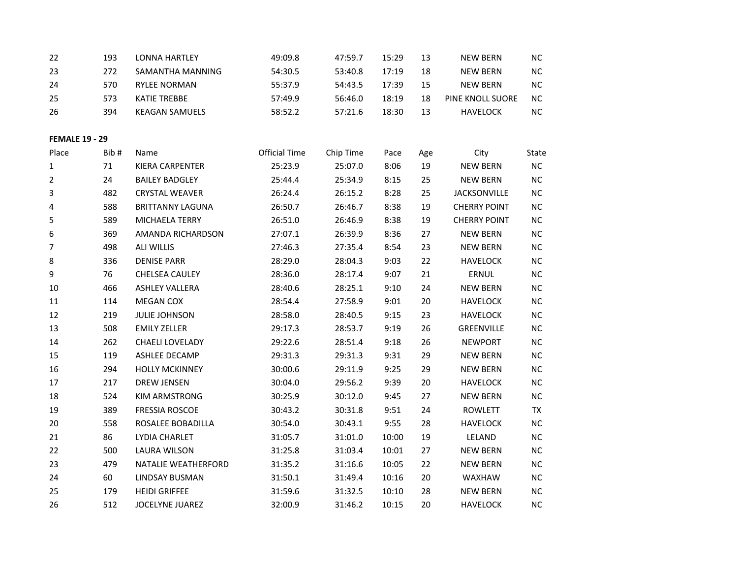| | | | | | | | | |
|---|---|---|---|---|---|---|---|---|
| 22 | 193 | LONNA HARTLEY | 49:09.8 | 47:59.7 | 15:29 | 13 | NEW BERN | NC |
| 23 | 272 | SAMANTHA MANNING | 54:30.5 | 53:40.8 | 17:19 | 18 | NEW BERN | NC |
| 24 | 570 | RYLEE NORMAN | 55:37.9 | 54:43.5 | 17:39 | 15 | NEW BERN | NC |
| 25 | 573 | KATIE TREBBE | 57:49.9 | 56:46.0 | 18:19 | 18 | PINE KNOLL SUORE | NC |
| 26 | 394 | KEAGAN SAMUELS | 58:52.2 | 57:21.6 | 18:30 | 13 | HAVELOCK | NC |

**FEMALE 19 - 29**

| Place | Bib # | Name | Official Time | Chip Time | Pace | Age | City | State |
|---|---|---|---|---|---|---|---|---|
| 1 | 71 | KIERA CARPENTER | 25:23.9 | 25:07.0 | 8:06 | 19 | NEW BERN | NC |
| 2 | 24 | BAILEY BADGLEY | 25:44.4 | 25:34.9 | 8:15 | 25 | NEW BERN | NC |
| 3 | 482 | CRYSTAL WEAVER | 26:24.4 | 26:15.2 | 8:28 | 25 | JACKSONVILLE | NC |
| 4 | 588 | BRITTANNY LAGUNA | 26:50.7 | 26:46.7 | 8:38 | 19 | CHERRY POINT | NC |
| 5 | 589 | MICHAELA TERRY | 26:51.0 | 26:46.9 | 8:38 | 19 | CHERRY POINT | NC |
| 6 | 369 | AMANDA RICHARDSON | 27:07.1 | 26:39.9 | 8:36 | 27 | NEW BERN | NC |
| 7 | 498 | ALI WILLIS | 27:46.3 | 27:35.4 | 8:54 | 23 | NEW BERN | NC |
| 8 | 336 | DENISE PARR | 28:29.0 | 28:04.3 | 9:03 | 22 | HAVELOCK | NC |
| 9 | 76 | CHELSEA CAULEY | 28:36.0 | 28:17.4 | 9:07 | 21 | ERNUL | NC |
| 10 | 466 | ASHLEY VALLERA | 28:40.6 | 28:25.1 | 9:10 | 24 | NEW BERN | NC |
| 11 | 114 | MEGAN COX | 28:54.4 | 27:58.9 | 9:01 | 20 | HAVELOCK | NC |
| 12 | 219 | JULIE JOHNSON | 28:58.0 | 28:40.5 | 9:15 | 23 | HAVELOCK | NC |
| 13 | 508 | EMILY ZELLER | 29:17.3 | 28:53.7 | 9:19 | 26 | GREENVILLE | NC |
| 14 | 262 | CHAELI LOVELADY | 29:22.6 | 28:51.4 | 9:18 | 26 | NEWPORT | NC |
| 15 | 119 | ASHLEE DECAMP | 29:31.3 | 29:31.3 | 9:31 | 29 | NEW BERN | NC |
| 16 | 294 | HOLLY MCKINNEY | 30:00.6 | 29:11.9 | 9:25 | 29 | NEW BERN | NC |
| 17 | 217 | DREW JENSEN | 30:04.0 | 29:56.2 | 9:39 | 20 | HAVELOCK | NC |
| 18 | 524 | KIM ARMSTRONG | 30:25.9 | 30:12.0 | 9:45 | 27 | NEW BERN | NC |
| 19 | 389 | FRESSIA ROSCOE | 30:43.2 | 30:31.8 | 9:51 | 24 | ROWLETT | TX |
| 20 | 558 | ROSALEE BOBADILLA | 30:54.0 | 30:43.1 | 9:55 | 28 | HAVELOCK | NC |
| 21 | 86 | LYDIA CHARLET | 31:05.7 | 31:01.0 | 10:00 | 19 | LELAND | NC |
| 22 | 500 | LAURA WILSON | 31:25.8 | 31:03.4 | 10:01 | 27 | NEW BERN | NC |
| 23 | 479 | NATALIE WEATHERFORD | 31:35.2 | 31:16.6 | 10:05 | 22 | NEW BERN | NC |
| 24 | 60 | LINDSAY BUSMAN | 31:50.1 | 31:49.4 | 10:16 | 20 | WAXHAW | NC |
| 25 | 179 | HEIDI GRIFFEE | 31:59.6 | 31:32.5 | 10:10 | 28 | NEW BERN | NC |
| 26 | 512 | JOCELYNE JUAREZ | 32:00.9 | 31:46.2 | 10:15 | 20 | HAVELOCK | NC |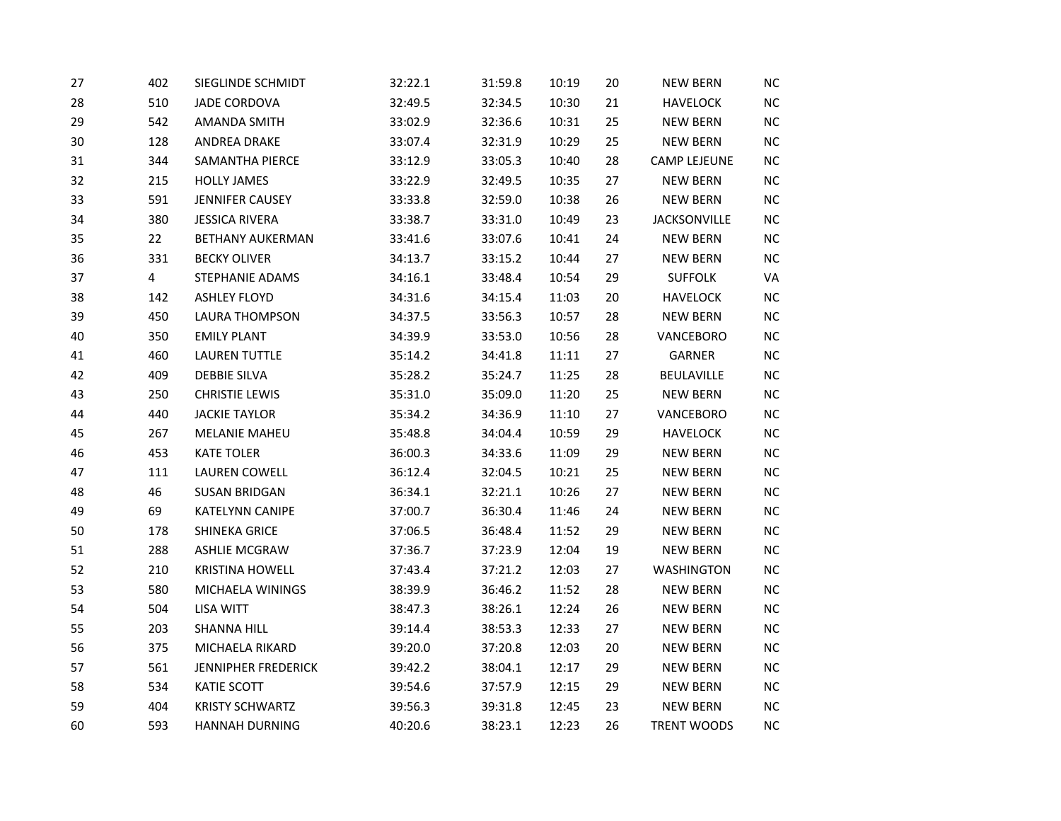| | | | | | | | | |
|---|---|---|---|---|---|---|---|---|
| 27 | 402 | SIEGLINDE SCHMIDT | 32:22.1 | 31:59.8 | 10:19 | 20 | NEW BERN | NC |
| 28 | 510 | JADE CORDOVA | 32:49.5 | 32:34.5 | 10:30 | 21 | HAVELOCK | NC |
| 29 | 542 | AMANDA SMITH | 33:02.9 | 32:36.6 | 10:31 | 25 | NEW BERN | NC |
| 30 | 128 | ANDREA DRAKE | 33:07.4 | 32:31.9 | 10:29 | 25 | NEW BERN | NC |
| 31 | 344 | SAMANTHA PIERCE | 33:12.9 | 33:05.3 | 10:40 | 28 | CAMP LEJEUNE | NC |
| 32 | 215 | HOLLY JAMES | 33:22.9 | 32:49.5 | 10:35 | 27 | NEW BERN | NC |
| 33 | 591 | JENNIFER CAUSEY | 33:33.8 | 32:59.0 | 10:38 | 26 | NEW BERN | NC |
| 34 | 380 | JESSICA RIVERA | 33:38.7 | 33:31.0 | 10:49 | 23 | JACKSONVILLE | NC |
| 35 | 22 | BETHANY AUKERMAN | 33:41.6 | 33:07.6 | 10:41 | 24 | NEW BERN | NC |
| 36 | 331 | BECKY OLIVER | 34:13.7 | 33:15.2 | 10:44 | 27 | NEW BERN | NC |
| 37 | 4 | STEPHANIE ADAMS | 34:16.1 | 33:48.4 | 10:54 | 29 | SUFFOLK | VA |
| 38 | 142 | ASHLEY FLOYD | 34:31.6 | 34:15.4 | 11:03 | 20 | HAVELOCK | NC |
| 39 | 450 | LAURA THOMPSON | 34:37.5 | 33:56.3 | 10:57 | 28 | NEW BERN | NC |
| 40 | 350 | EMILY PLANT | 34:39.9 | 33:53.0 | 10:56 | 28 | VANCEBORO | NC |
| 41 | 460 | LAUREN TUTTLE | 35:14.2 | 34:41.8 | 11:11 | 27 | GARNER | NC |
| 42 | 409 | DEBBIE SILVA | 35:28.2 | 35:24.7 | 11:25 | 28 | BEULAVILLE | NC |
| 43 | 250 | CHRISTIE LEWIS | 35:31.0 | 35:09.0 | 11:20 | 25 | NEW BERN | NC |
| 44 | 440 | JACKIE TAYLOR | 35:34.2 | 34:36.9 | 11:10 | 27 | VANCEBORO | NC |
| 45 | 267 | MELANIE MAHEU | 35:48.8 | 34:04.4 | 10:59 | 29 | HAVELOCK | NC |
| 46 | 453 | KATE TOLER | 36:00.3 | 34:33.6 | 11:09 | 29 | NEW BERN | NC |
| 47 | 111 | LAUREN COWELL | 36:12.4 | 32:04.5 | 10:21 | 25 | NEW BERN | NC |
| 48 | 46 | SUSAN BRIDGAN | 36:34.1 | 32:21.1 | 10:26 | 27 | NEW BERN | NC |
| 49 | 69 | KATELYNN CANIPE | 37:00.7 | 36:30.4 | 11:46 | 24 | NEW BERN | NC |
| 50 | 178 | SHINEKA GRICE | 37:06.5 | 36:48.4 | 11:52 | 29 | NEW BERN | NC |
| 51 | 288 | ASHLIE MCGRAW | 37:36.7 | 37:23.9 | 12:04 | 19 | NEW BERN | NC |
| 52 | 210 | KRISTINA HOWELL | 37:43.4 | 37:21.2 | 12:03 | 27 | WASHINGTON | NC |
| 53 | 580 | MICHAELA WININGS | 38:39.9 | 36:46.2 | 11:52 | 28 | NEW BERN | NC |
| 54 | 504 | LISA WITT | 38:47.3 | 38:26.1 | 12:24 | 26 | NEW BERN | NC |
| 55 | 203 | SHANNA HILL | 39:14.4 | 38:53.3 | 12:33 | 27 | NEW BERN | NC |
| 56 | 375 | MICHAELA RIKARD | 39:20.0 | 37:20.8 | 12:03 | 20 | NEW BERN | NC |
| 57 | 561 | JENNIPHER FREDERICK | 39:42.2 | 38:04.1 | 12:17 | 29 | NEW BERN | NC |
| 58 | 534 | KATIE SCOTT | 39:54.6 | 37:57.9 | 12:15 | 29 | NEW BERN | NC |
| 59 | 404 | KRISTY SCHWARTZ | 39:56.3 | 39:31.8 | 12:45 | 23 | NEW BERN | NC |
| 60 | 593 | HANNAH DURNING | 40:20.6 | 38:23.1 | 12:23 | 26 | TRENT WOODS | NC |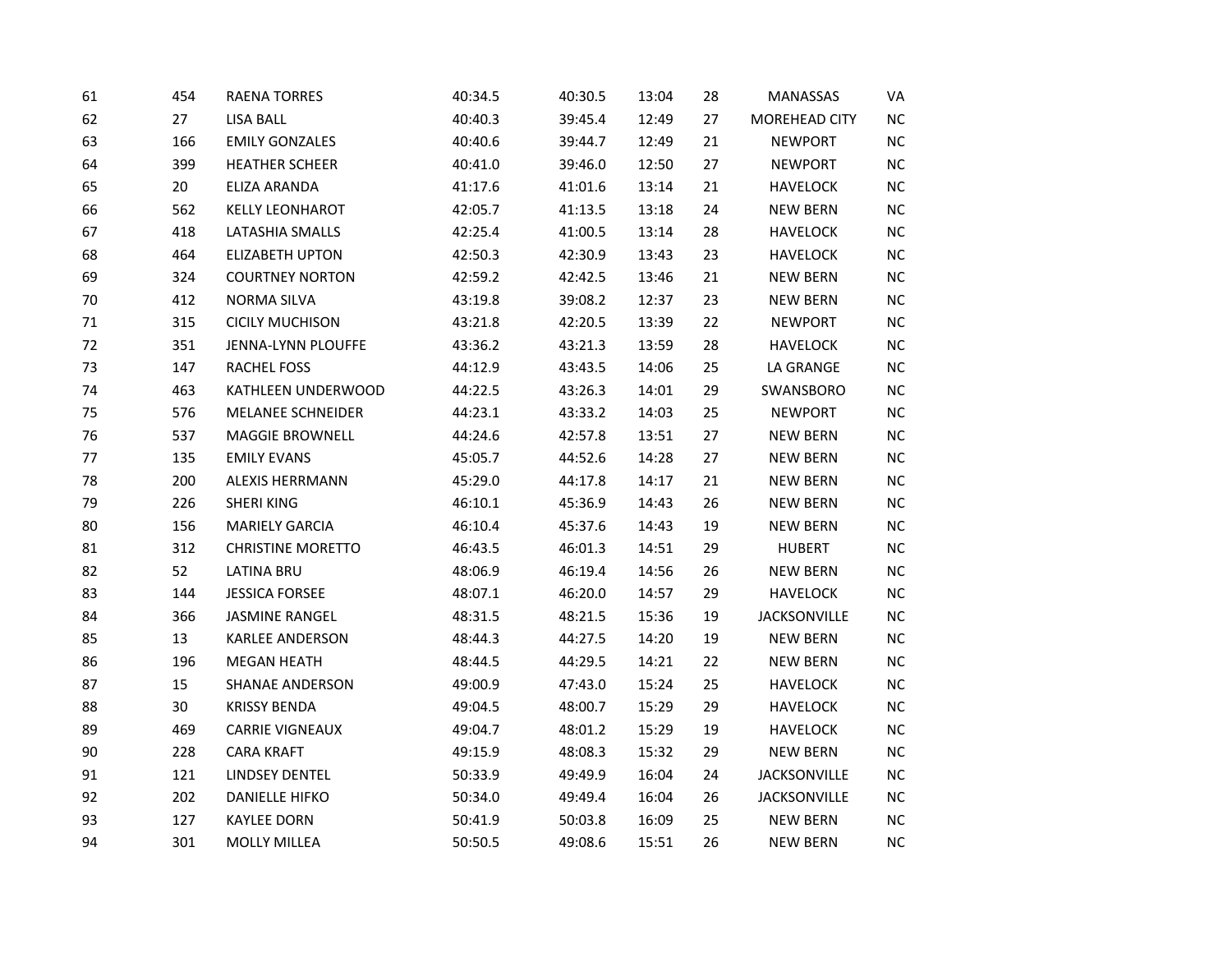| | | | | | | | | |
|---|---|---|---|---|---|---|---|---|
| 61 | 454 | RAENA TORRES | 40:34.5 | 40:30.5 | 13:04 | 28 | MANASSAS | VA |
| 62 | 27 | LISA BALL | 40:40.3 | 39:45.4 | 12:49 | 27 | MOREHEAD CITY | NC |
| 63 | 166 | EMILY GONZALES | 40:40.6 | 39:44.7 | 12:49 | 21 | NEWPORT | NC |
| 64 | 399 | HEATHER SCHEER | 40:41.0 | 39:46.0 | 12:50 | 27 | NEWPORT | NC |
| 65 | 20 | ELIZA ARANDA | 41:17.6 | 41:01.6 | 13:14 | 21 | HAVELOCK | NC |
| 66 | 562 | KELLY LEONHAROT | 42:05.7 | 41:13.5 | 13:18 | 24 | NEW BERN | NC |
| 67 | 418 | LATASHIA SMALLS | 42:25.4 | 41:00.5 | 13:14 | 28 | HAVELOCK | NC |
| 68 | 464 | ELIZABETH UPTON | 42:50.3 | 42:30.9 | 13:43 | 23 | HAVELOCK | NC |
| 69 | 324 | COURTNEY NORTON | 42:59.2 | 42:42.5 | 13:46 | 21 | NEW BERN | NC |
| 70 | 412 | NORMA SILVA | 43:19.8 | 39:08.2 | 12:37 | 23 | NEW BERN | NC |
| 71 | 315 | CICILY MUCHISON | 43:21.8 | 42:20.5 | 13:39 | 22 | NEWPORT | NC |
| 72 | 351 | JENNA-LYNN PLOUFFE | 43:36.2 | 43:21.3 | 13:59 | 28 | HAVELOCK | NC |
| 73 | 147 | RACHEL FOSS | 44:12.9 | 43:43.5 | 14:06 | 25 | LA GRANGE | NC |
| 74 | 463 | KATHLEEN UNDERWOOD | 44:22.5 | 43:26.3 | 14:01 | 29 | SWANSBORO | NC |
| 75 | 576 | MELANEE SCHNEIDER | 44:23.1 | 43:33.2 | 14:03 | 25 | NEWPORT | NC |
| 76 | 537 | MAGGIE BROWNELL | 44:24.6 | 42:57.8 | 13:51 | 27 | NEW BERN | NC |
| 77 | 135 | EMILY EVANS | 45:05.7 | 44:52.6 | 14:28 | 27 | NEW BERN | NC |
| 78 | 200 | ALEXIS HERRMANN | 45:29.0 | 44:17.8 | 14:17 | 21 | NEW BERN | NC |
| 79 | 226 | SHERI KING | 46:10.1 | 45:36.9 | 14:43 | 26 | NEW BERN | NC |
| 80 | 156 | MARIELY GARCIA | 46:10.4 | 45:37.6 | 14:43 | 19 | NEW BERN | NC |
| 81 | 312 | CHRISTINE MORETTO | 46:43.5 | 46:01.3 | 14:51 | 29 | HUBERT | NC |
| 82 | 52 | LATINA BRU | 48:06.9 | 46:19.4 | 14:56 | 26 | NEW BERN | NC |
| 83 | 144 | JESSICA FORSEE | 48:07.1 | 46:20.0 | 14:57 | 29 | HAVELOCK | NC |
| 84 | 366 | JASMINE RANGEL | 48:31.5 | 48:21.5 | 15:36 | 19 | JACKSONVILLE | NC |
| 85 | 13 | KARLEE ANDERSON | 48:44.3 | 44:27.5 | 14:20 | 19 | NEW BERN | NC |
| 86 | 196 | MEGAN HEATH | 48:44.5 | 44:29.5 | 14:21 | 22 | NEW BERN | NC |
| 87 | 15 | SHANAE ANDERSON | 49:00.9 | 47:43.0 | 15:24 | 25 | HAVELOCK | NC |
| 88 | 30 | KRISSY BENDA | 49:04.5 | 48:00.7 | 15:29 | 29 | HAVELOCK | NC |
| 89 | 469 | CARRIE VIGNEAUX | 49:04.7 | 48:01.2 | 15:29 | 19 | HAVELOCK | NC |
| 90 | 228 | CARA KRAFT | 49:15.9 | 48:08.3 | 15:32 | 29 | NEW BERN | NC |
| 91 | 121 | LINDSEY DENTEL | 50:33.9 | 49:49.9 | 16:04 | 24 | JACKSONVILLE | NC |
| 92 | 202 | DANIELLE HIFKO | 50:34.0 | 49:49.4 | 16:04 | 26 | JACKSONVILLE | NC |
| 93 | 127 | KAYLEE DORN | 50:41.9 | 50:03.8 | 16:09 | 25 | NEW BERN | NC |
| 94 | 301 | MOLLY MILLEA | 50:50.5 | 49:08.6 | 15:51 | 26 | NEW BERN | NC |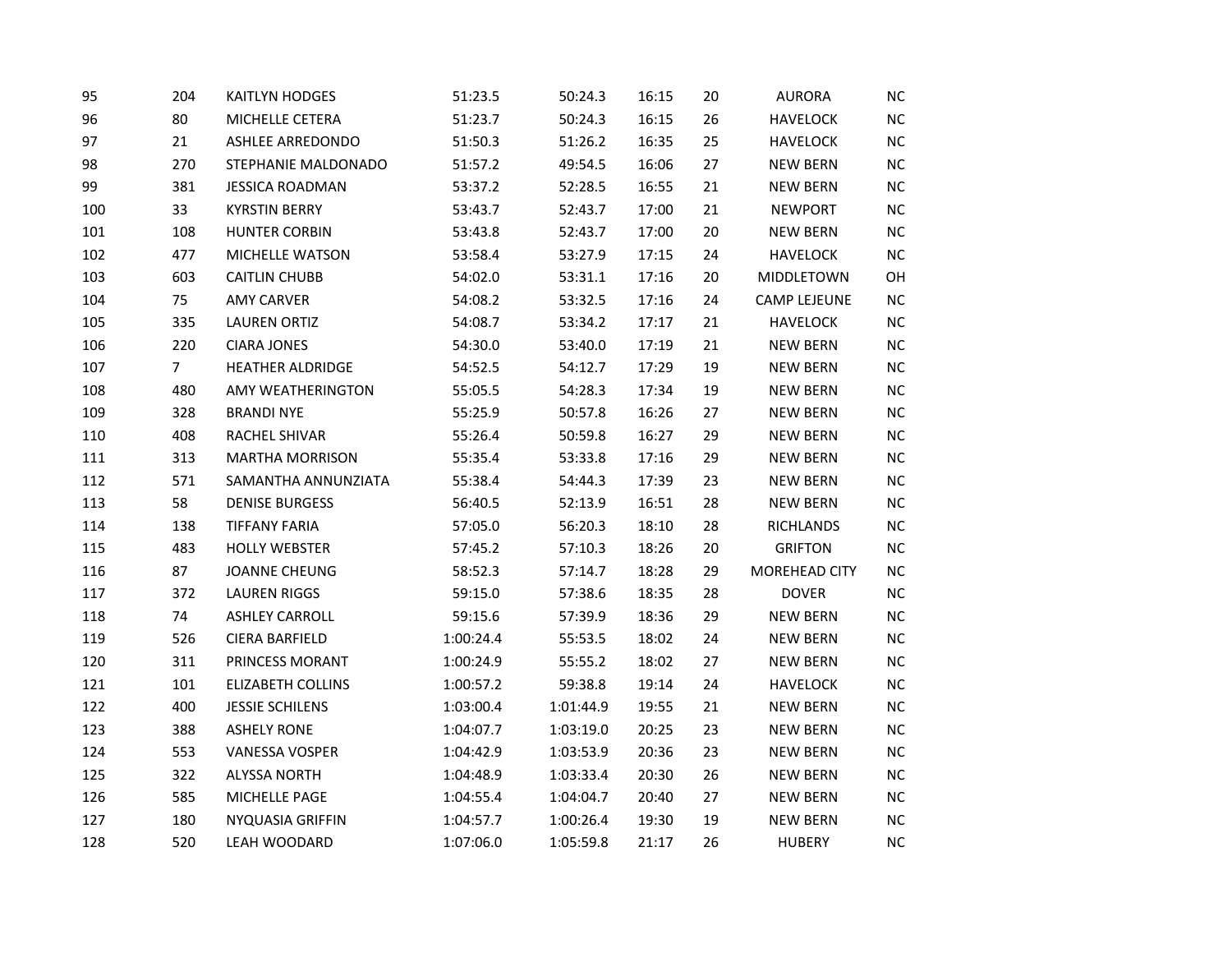|  |  |  |  |  |  |  |  |  |
|---|---|---|---|---|---|---|---|---|
| 95 | 204 | KAITLYN HODGES | 51:23.5 | 50:24.3 | 16:15 | 20 | AURORA | NC |
| 96 | 80 | MICHELLE CETERA | 51:23.7 | 50:24.3 | 16:15 | 26 | HAVELOCK | NC |
| 97 | 21 | ASHLEE ARREDONDO | 51:50.3 | 51:26.2 | 16:35 | 25 | HAVELOCK | NC |
| 98 | 270 | STEPHANIE MALDONADO | 51:57.2 | 49:54.5 | 16:06 | 27 | NEW BERN | NC |
| 99 | 381 | JESSICA ROADMAN | 53:37.2 | 52:28.5 | 16:55 | 21 | NEW BERN | NC |
| 100 | 33 | KYRSTIN BERRY | 53:43.7 | 52:43.7 | 17:00 | 21 | NEWPORT | NC |
| 101 | 108 | HUNTER CORBIN | 53:43.8 | 52:43.7 | 17:00 | 20 | NEW BERN | NC |
| 102 | 477 | MICHELLE WATSON | 53:58.4 | 53:27.9 | 17:15 | 24 | HAVELOCK | NC |
| 103 | 603 | CAITLIN CHUBB | 54:02.0 | 53:31.1 | 17:16 | 20 | MIDDLETOWN | OH |
| 104 | 75 | AMY CARVER | 54:08.2 | 53:32.5 | 17:16 | 24 | CAMP LEJEUNE | NC |
| 105 | 335 | LAUREN ORTIZ | 54:08.7 | 53:34.2 | 17:17 | 21 | HAVELOCK | NC |
| 106 | 220 | CIARA JONES | 54:30.0 | 53:40.0 | 17:19 | 21 | NEW BERN | NC |
| 107 | 7 | HEATHER ALDRIDGE | 54:52.5 | 54:12.7 | 17:29 | 19 | NEW BERN | NC |
| 108 | 480 | AMY WEATHERINGTON | 55:05.5 | 54:28.3 | 17:34 | 19 | NEW BERN | NC |
| 109 | 328 | BRANDI NYE | 55:25.9 | 50:57.8 | 16:26 | 27 | NEW BERN | NC |
| 110 | 408 | RACHEL SHIVAR | 55:26.4 | 50:59.8 | 16:27 | 29 | NEW BERN | NC |
| 111 | 313 | MARTHA MORRISON | 55:35.4 | 53:33.8 | 17:16 | 29 | NEW BERN | NC |
| 112 | 571 | SAMANTHA ANNUNZIATA | 55:38.4 | 54:44.3 | 17:39 | 23 | NEW BERN | NC |
| 113 | 58 | DENISE BURGESS | 56:40.5 | 52:13.9 | 16:51 | 28 | NEW BERN | NC |
| 114 | 138 | TIFFANY FARIA | 57:05.0 | 56:20.3 | 18:10 | 28 | RICHLANDS | NC |
| 115 | 483 | HOLLY WEBSTER | 57:45.2 | 57:10.3 | 18:26 | 20 | GRIFTON | NC |
| 116 | 87 | JOANNE CHEUNG | 58:52.3 | 57:14.7 | 18:28 | 29 | MOREHEAD CITY | NC |
| 117 | 372 | LAUREN RIGGS | 59:15.0 | 57:38.6 | 18:35 | 28 | DOVER | NC |
| 118 | 74 | ASHLEY CARROLL | 59:15.6 | 57:39.9 | 18:36 | 29 | NEW BERN | NC |
| 119 | 526 | CIERA BARFIELD | 1:00:24.4 | 55:53.5 | 18:02 | 24 | NEW BERN | NC |
| 120 | 311 | PRINCESS MORANT | 1:00:24.9 | 55:55.2 | 18:02 | 27 | NEW BERN | NC |
| 121 | 101 | ELIZABETH COLLINS | 1:00:57.2 | 59:38.8 | 19:14 | 24 | HAVELOCK | NC |
| 122 | 400 | JESSIE SCHILENS | 1:03:00.4 | 1:01:44.9 | 19:55 | 21 | NEW BERN | NC |
| 123 | 388 | ASHELY RONE | 1:04:07.7 | 1:03:19.0 | 20:25 | 23 | NEW BERN | NC |
| 124 | 553 | VANESSA VOSPER | 1:04:42.9 | 1:03:53.9 | 20:36 | 23 | NEW BERN | NC |
| 125 | 322 | ALYSSA NORTH | 1:04:48.9 | 1:03:33.4 | 20:30 | 26 | NEW BERN | NC |
| 126 | 585 | MICHELLE PAGE | 1:04:55.4 | 1:04:04.7 | 20:40 | 27 | NEW BERN | NC |
| 127 | 180 | NYQUASIA GRIFFIN | 1:04:57.7 | 1:00:26.4 | 19:30 | 19 | NEW BERN | NC |
| 128 | 520 | LEAH WOODARD | 1:07:06.0 | 1:05:59.8 | 21:17 | 26 | HUBERY | NC |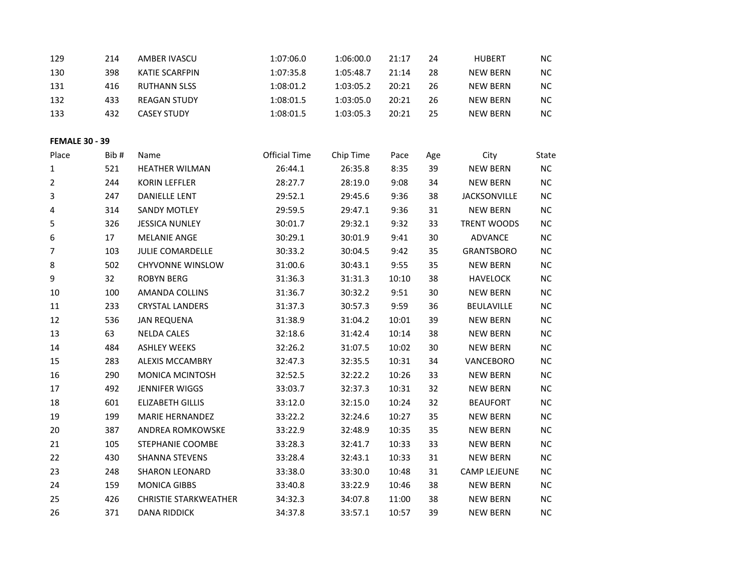| 129 | 214 | AMBER IVASCU | 1:07:06.0 | 1:06:00.0 | 21:17 | 24 | HUBERT | NC |
|---|---|---|---|---|---|---|---|---|
| 130 | 398 | KATIE SCARFPIN | 1:07:35.8 | 1:05:48.7 | 21:14 | 28 | NEW BERN | NC |
| 131 | 416 | RUTHANN SLSS | 1:08:01.2 | 1:03:05.2 | 20:21 | 26 | NEW BERN | NC |
| 132 | 433 | REAGAN STUDY | 1:08:01.5 | 1:03:05.0 | 20:21 | 26 | NEW BERN | NC |
| 133 | 432 | CASEY STUDY | 1:08:01.5 | 1:03:05.3 | 20:21 | 25 | NEW BERN | NC |

**FEMALE 30 - 39**

| Place | Bib # | Name | Official Time | Chip Time | Pace | Age | City | State |
|---|---|---|---|---|---|---|---|---|
| 1 | 521 | HEATHER WILMAN | 26:44.1 | 26:35.8 | 8:35 | 39 | NEW BERN | NC |
| 2 | 244 | KORIN LEFFLER | 28:27.7 | 28:19.0 | 9:08 | 34 | NEW BERN | NC |
| 3 | 247 | DANIELLE LENT | 29:52.1 | 29:45.6 | 9:36 | 38 | JACKSONVILLE | NC |
| 4 | 314 | SANDY MOTLEY | 29:59.5 | 29:47.1 | 9:36 | 31 | NEW BERN | NC |
| 5 | 326 | JESSICA NUNLEY | 30:01.7 | 29:32.1 | 9:32 | 33 | TRENT WOODS | NC |
| 6 | 17 | MELANIE ANGE | 30:29.1 | 30:01.9 | 9:41 | 30 | ADVANCE | NC |
| 7 | 103 | JULIE COMARDELLE | 30:33.2 | 30:04.5 | 9:42 | 35 | GRANTSBORO | NC |
| 8 | 502 | CHYVONNE WINSLOW | 31:00.6 | 30:43.1 | 9:55 | 35 | NEW BERN | NC |
| 9 | 32 | ROBYN BERG | 31:36.3 | 31:31.3 | 10:10 | 38 | HAVELOCK | NC |
| 10 | 100 | AMANDA COLLINS | 31:36.7 | 30:32.2 | 9:51 | 30 | NEW BERN | NC |
| 11 | 233 | CRYSTAL LANDERS | 31:37.3 | 30:57.3 | 9:59 | 36 | BEULAVILLE | NC |
| 12 | 536 | JAN REQUENA | 31:38.9 | 31:04.2 | 10:01 | 39 | NEW BERN | NC |
| 13 | 63 | NELDA CALES | 32:18.6 | 31:42.4 | 10:14 | 38 | NEW BERN | NC |
| 14 | 484 | ASHLEY WEEKS | 32:26.2 | 31:07.5 | 10:02 | 30 | NEW BERN | NC |
| 15 | 283 | ALEXIS MCCAMBRY | 32:47.3 | 32:35.5 | 10:31 | 34 | VANCEBORO | NC |
| 16 | 290 | MONICA MCINTOSH | 32:52.5 | 32:22.2 | 10:26 | 33 | NEW BERN | NC |
| 17 | 492 | JENNIFER WIGGS | 33:03.7 | 32:37.3 | 10:31 | 32 | NEW BERN | NC |
| 18 | 601 | ELIZABETH GILLIS | 33:12.0 | 32:15.0 | 10:24 | 32 | BEAUFORT | NC |
| 19 | 199 | MARIE HERNANDEZ | 33:22.2 | 32:24.6 | 10:27 | 35 | NEW BERN | NC |
| 20 | 387 | ANDREA ROMKOWSKE | 33:22.9 | 32:48.9 | 10:35 | 35 | NEW BERN | NC |
| 21 | 105 | STEPHANIE COOMBE | 33:28.3 | 32:41.7 | 10:33 | 33 | NEW BERN | NC |
| 22 | 430 | SHANNA STEVENS | 33:28.4 | 32:43.1 | 10:33 | 31 | NEW BERN | NC |
| 23 | 248 | SHARON LEONARD | 33:38.0 | 33:30.0 | 10:48 | 31 | CAMP LEJEUNE | NC |
| 24 | 159 | MONICA GIBBS | 33:40.8 | 33:22.9 | 10:46 | 38 | NEW BERN | NC |
| 25 | 426 | CHRISTIE STARKWEATHER | 34:32.3 | 34:07.8 | 11:00 | 38 | NEW BERN | NC |
| 26 | 371 | DANA RIDDICK | 34:37.8 | 33:57.1 | 10:57 | 39 | NEW BERN | NC |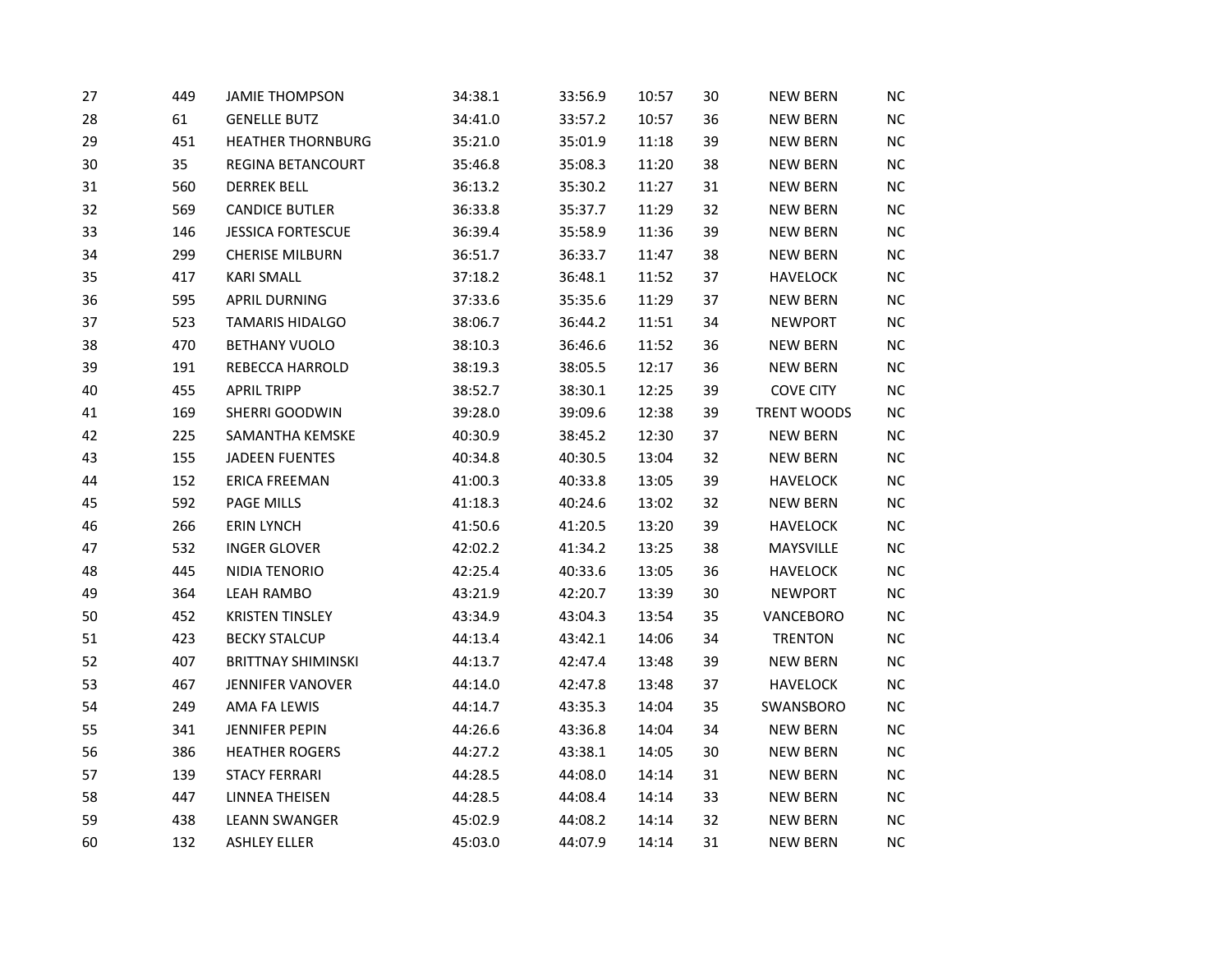| | | | | | | | | |
|---|---|---|---|---|---|---|---|---|
| 27 | 449 | JAMIE THOMPSON | 34:38.1 | 33:56.9 | 10:57 | 30 | NEW BERN | NC |
| 28 | 61 | GENELLE BUTZ | 34:41.0 | 33:57.2 | 10:57 | 36 | NEW BERN | NC |
| 29 | 451 | HEATHER THORNBURG | 35:21.0 | 35:01.9 | 11:18 | 39 | NEW BERN | NC |
| 30 | 35 | REGINA BETANCOURT | 35:46.8 | 35:08.3 | 11:20 | 38 | NEW BERN | NC |
| 31 | 560 | DERREK BELL | 36:13.2 | 35:30.2 | 11:27 | 31 | NEW BERN | NC |
| 32 | 569 | CANDICE BUTLER | 36:33.8 | 35:37.7 | 11:29 | 32 | NEW BERN | NC |
| 33 | 146 | JESSICA FORTESCUE | 36:39.4 | 35:58.9 | 11:36 | 39 | NEW BERN | NC |
| 34 | 299 | CHERISE MILBURN | 36:51.7 | 36:33.7 | 11:47 | 38 | NEW BERN | NC |
| 35 | 417 | KARI SMALL | 37:18.2 | 36:48.1 | 11:52 | 37 | HAVELOCK | NC |
| 36 | 595 | APRIL DURNING | 37:33.6 | 35:35.6 | 11:29 | 37 | NEW BERN | NC |
| 37 | 523 | TAMARIS HIDALGO | 38:06.7 | 36:44.2 | 11:51 | 34 | NEWPORT | NC |
| 38 | 470 | BETHANY VUOLO | 38:10.3 | 36:46.6 | 11:52 | 36 | NEW BERN | NC |
| 39 | 191 | REBECCA HARROLD | 38:19.3 | 38:05.5 | 12:17 | 36 | NEW BERN | NC |
| 40 | 455 | APRIL TRIPP | 38:52.7 | 38:30.1 | 12:25 | 39 | COVE CITY | NC |
| 41 | 169 | SHERRI GOODWIN | 39:28.0 | 39:09.6 | 12:38 | 39 | TRENT WOODS | NC |
| 42 | 225 | SAMANTHA KEMSKE | 40:30.9 | 38:45.2 | 12:30 | 37 | NEW BERN | NC |
| 43 | 155 | JADEEN FUENTES | 40:34.8 | 40:30.5 | 13:04 | 32 | NEW BERN | NC |
| 44 | 152 | ERICA FREEMAN | 41:00.3 | 40:33.8 | 13:05 | 39 | HAVELOCK | NC |
| 45 | 592 | PAGE MILLS | 41:18.3 | 40:24.6 | 13:02 | 32 | NEW BERN | NC |
| 46 | 266 | ERIN LYNCH | 41:50.6 | 41:20.5 | 13:20 | 39 | HAVELOCK | NC |
| 47 | 532 | INGER GLOVER | 42:02.2 | 41:34.2 | 13:25 | 38 | MAYSVILLE | NC |
| 48 | 445 | NIDIA TENORIO | 42:25.4 | 40:33.6 | 13:05 | 36 | HAVELOCK | NC |
| 49 | 364 | LEAH RAMBO | 43:21.9 | 42:20.7 | 13:39 | 30 | NEWPORT | NC |
| 50 | 452 | KRISTEN TINSLEY | 43:34.9 | 43:04.3 | 13:54 | 35 | VANCEBORO | NC |
| 51 | 423 | BECKY STALCUP | 44:13.4 | 43:42.1 | 14:06 | 34 | TRENTON | NC |
| 52 | 407 | BRITTNAY SHIMINSKI | 44:13.7 | 42:47.4 | 13:48 | 39 | NEW BERN | NC |
| 53 | 467 | JENNIFER VANOVER | 44:14.0 | 42:47.8 | 13:48 | 37 | HAVELOCK | NC |
| 54 | 249 | AMA FA LEWIS | 44:14.7 | 43:35.3 | 14:04 | 35 | SWANSBORO | NC |
| 55 | 341 | JENNIFER PEPIN | 44:26.6 | 43:36.8 | 14:04 | 34 | NEW BERN | NC |
| 56 | 386 | HEATHER ROGERS | 44:27.2 | 43:38.1 | 14:05 | 30 | NEW BERN | NC |
| 57 | 139 | STACY FERRARI | 44:28.5 | 44:08.0 | 14:14 | 31 | NEW BERN | NC |
| 58 | 447 | LINNEA THEISEN | 44:28.5 | 44:08.4 | 14:14 | 33 | NEW BERN | NC |
| 59 | 438 | LEANN SWANGER | 45:02.9 | 44:08.2 | 14:14 | 32 | NEW BERN | NC |
| 60 | 132 | ASHLEY ELLER | 45:03.0 | 44:07.9 | 14:14 | 31 | NEW BERN | NC |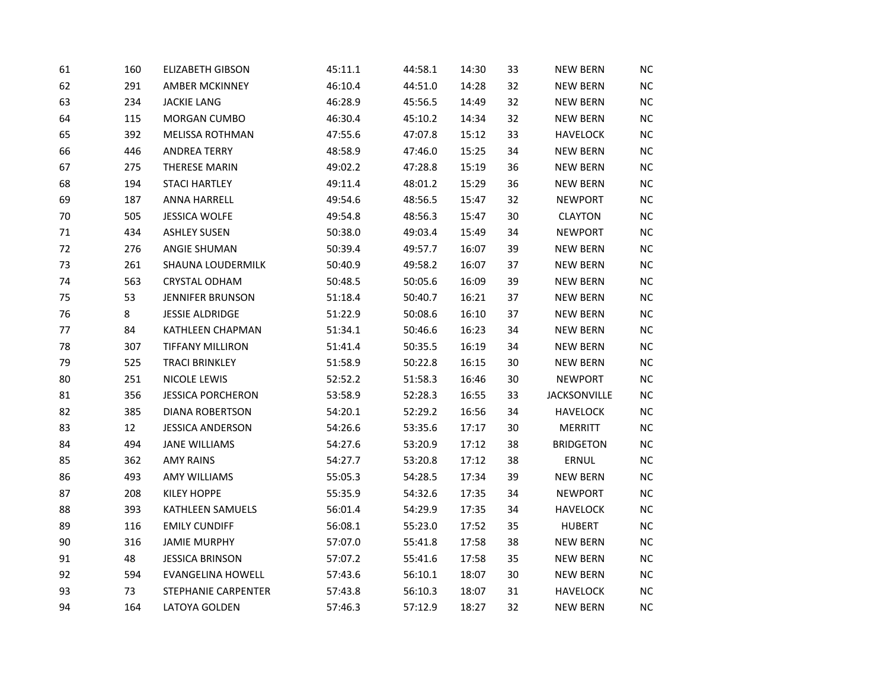| | | | | | | | | |
|---|---|---|---|---|---|---|---|---|
| 61 | 160 | ELIZABETH GIBSON | 45:11.1 | 44:58.1 | 14:30 | 33 | NEW BERN | NC |
| 62 | 291 | AMBER MCKINNEY | 46:10.4 | 44:51.0 | 14:28 | 32 | NEW BERN | NC |
| 63 | 234 | JACKIE LANG | 46:28.9 | 45:56.5 | 14:49 | 32 | NEW BERN | NC |
| 64 | 115 | MORGAN CUMBO | 46:30.4 | 45:10.2 | 14:34 | 32 | NEW BERN | NC |
| 65 | 392 | MELISSA ROTHMAN | 47:55.6 | 47:07.8 | 15:12 | 33 | HAVELOCK | NC |
| 66 | 446 | ANDREA TERRY | 48:58.9 | 47:46.0 | 15:25 | 34 | NEW BERN | NC |
| 67 | 275 | THERESE MARIN | 49:02.2 | 47:28.8 | 15:19 | 36 | NEW BERN | NC |
| 68 | 194 | STACI HARTLEY | 49:11.4 | 48:01.2 | 15:29 | 36 | NEW BERN | NC |
| 69 | 187 | ANNA HARRELL | 49:54.6 | 48:56.5 | 15:47 | 32 | NEWPORT | NC |
| 70 | 505 | JESSICA WOLFE | 49:54.8 | 48:56.3 | 15:47 | 30 | CLAYTON | NC |
| 71 | 434 | ASHLEY SUSEN | 50:38.0 | 49:03.4 | 15:49 | 34 | NEWPORT | NC |
| 72 | 276 | ANGIE SHUMAN | 50:39.4 | 49:57.7 | 16:07 | 39 | NEW BERN | NC |
| 73 | 261 | SHAUNA LOUDERMILK | 50:40.9 | 49:58.2 | 16:07 | 37 | NEW BERN | NC |
| 74 | 563 | CRYSTAL ODHAM | 50:48.5 | 50:05.6 | 16:09 | 39 | NEW BERN | NC |
| 75 | 53 | JENNIFER BRUNSON | 51:18.4 | 50:40.7 | 16:21 | 37 | NEW BERN | NC |
| 76 | 8 | JESSIE ALDRIDGE | 51:22.9 | 50:08.6 | 16:10 | 37 | NEW BERN | NC |
| 77 | 84 | KATHLEEN CHAPMAN | 51:34.1 | 50:46.6 | 16:23 | 34 | NEW BERN | NC |
| 78 | 307 | TIFFANY MILLIRON | 51:41.4 | 50:35.5 | 16:19 | 34 | NEW BERN | NC |
| 79 | 525 | TRACI BRINKLEY | 51:58.9 | 50:22.8 | 16:15 | 30 | NEW BERN | NC |
| 80 | 251 | NICOLE LEWIS | 52:52.2 | 51:58.3 | 16:46 | 30 | NEWPORT | NC |
| 81 | 356 | JESSICA PORCHERON | 53:58.9 | 52:28.3 | 16:55 | 33 | JACKSONVILLE | NC |
| 82 | 385 | DIANA ROBERTSON | 54:20.1 | 52:29.2 | 16:56 | 34 | HAVELOCK | NC |
| 83 | 12 | JESSICA ANDERSON | 54:26.6 | 53:35.6 | 17:17 | 30 | MERRITT | NC |
| 84 | 494 | JANE WILLIAMS | 54:27.6 | 53:20.9 | 17:12 | 38 | BRIDGETON | NC |
| 85 | 362 | AMY RAINS | 54:27.7 | 53:20.8 | 17:12 | 38 | ERNUL | NC |
| 86 | 493 | AMY WILLIAMS | 55:05.3 | 54:28.5 | 17:34 | 39 | NEW BERN | NC |
| 87 | 208 | KILEY HOPPE | 55:35.9 | 54:32.6 | 17:35 | 34 | NEWPORT | NC |
| 88 | 393 | KATHLEEN SAMUELS | 56:01.4 | 54:29.9 | 17:35 | 34 | HAVELOCK | NC |
| 89 | 116 | EMILY CUNDIFF | 56:08.1 | 55:23.0 | 17:52 | 35 | HUBERT | NC |
| 90 | 316 | JAMIE MURPHY | 57:07.0 | 55:41.8 | 17:58 | 38 | NEW BERN | NC |
| 91 | 48 | JESSICA BRINSON | 57:07.2 | 55:41.6 | 17:58 | 35 | NEW BERN | NC |
| 92 | 594 | EVANGELINA HOWELL | 57:43.6 | 56:10.1 | 18:07 | 30 | NEW BERN | NC |
| 93 | 73 | STEPHANIE CARPENTER | 57:43.8 | 56:10.3 | 18:07 | 31 | HAVELOCK | NC |
| 94 | 164 | LATOYA GOLDEN | 57:46.3 | 57:12.9 | 18:27 | 32 | NEW BERN | NC |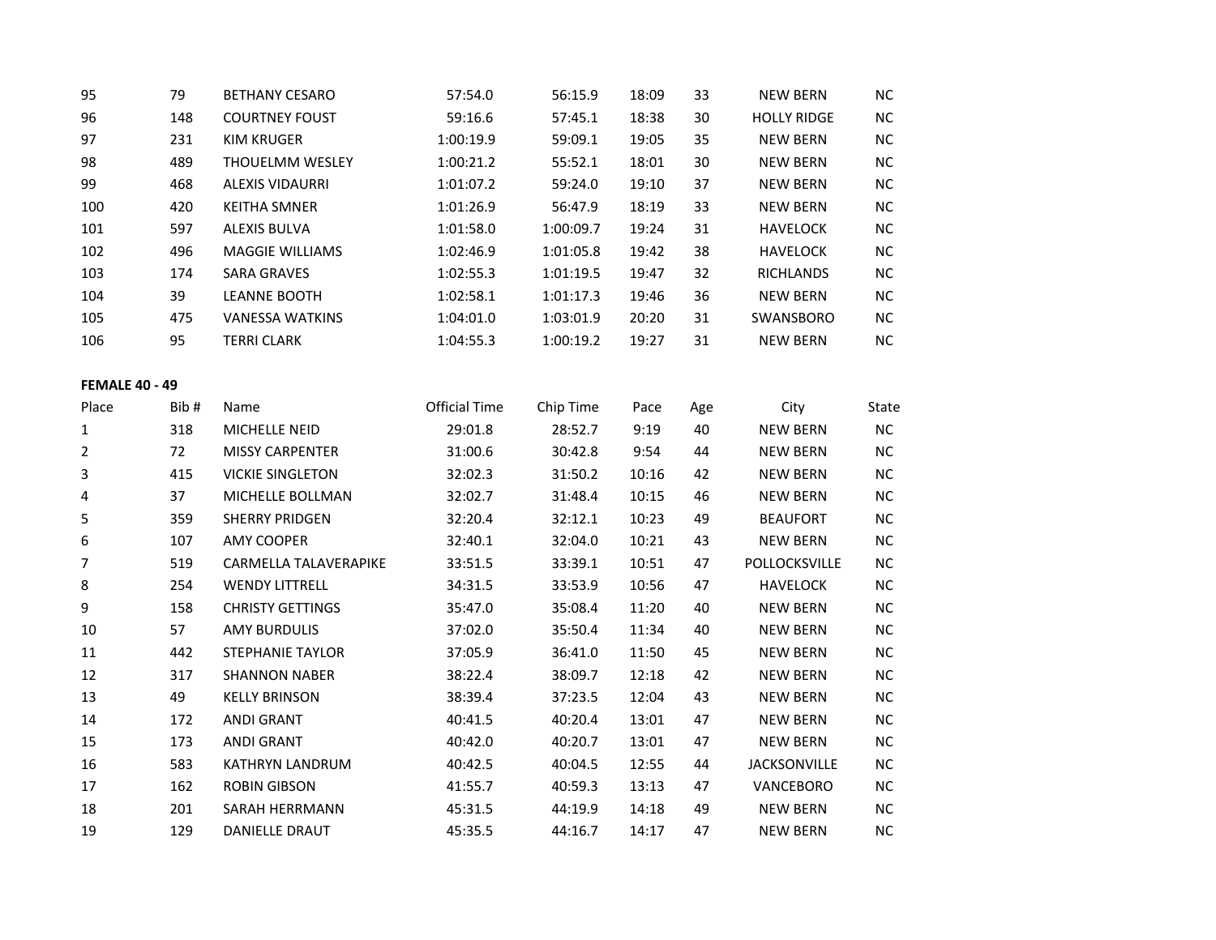| | | | | | | | | |
|---|---|---|---|---|---|---|---|---|
| 95 | 79 | BETHANY CESARO | 57:54.0 | 56:15.9 | 18:09 | 33 | NEW BERN | NC |
| 96 | 148 | COURTNEY FOUST | 59:16.6 | 57:45.1 | 18:38 | 30 | HOLLY RIDGE | NC |
| 97 | 231 | KIM KRUGER | 1:00:19.9 | 59:09.1 | 19:05 | 35 | NEW BERN | NC |
| 98 | 489 | THOUELMM WESLEY | 1:00:21.2 | 55:52.1 | 18:01 | 30 | NEW BERN | NC |
| 99 | 468 | ALEXIS VIDAURRI | 1:01:07.2 | 59:24.0 | 19:10 | 37 | NEW BERN | NC |
| 100 | 420 | KEITHA SMNER | 1:01:26.9 | 56:47.9 | 18:19 | 33 | NEW BERN | NC |
| 101 | 597 | ALEXIS BULVA | 1:01:58.0 | 1:00:09.7 | 19:24 | 31 | HAVELOCK | NC |
| 102 | 496 | MAGGIE WILLIAMS | 1:02:46.9 | 1:01:05.8 | 19:42 | 38 | HAVELOCK | NC |
| 103 | 174 | SARA GRAVES | 1:02:55.3 | 1:01:19.5 | 19:47 | 32 | RICHLANDS | NC |
| 104 | 39 | LEANNE BOOTH | 1:02:58.1 | 1:01:17.3 | 19:46 | 36 | NEW BERN | NC |
| 105 | 475 | VANESSA WATKINS | 1:04:01.0 | 1:03:01.9 | 20:20 | 31 | SWANSBORO | NC |
| 106 | 95 | TERRI CLARK | 1:04:55.3 | 1:00:19.2 | 19:27 | 31 | NEW BERN | NC |

**FEMALE 40 - 49**

| Place | Bib # | Name | Official Time | Chip Time | Pace | Age | City | State |
|---|---|---|---|---|---|---|---|---|
| 1 | 318 | MICHELLE NEID | 29:01.8 | 28:52.7 | 9:19 | 40 | NEW BERN | NC |
| 2 | 72 | MISSY CARPENTER | 31:00.6 | 30:42.8 | 9:54 | 44 | NEW BERN | NC |
| 3 | 415 | VICKIE SINGLETON | 32:02.3 | 31:50.2 | 10:16 | 42 | NEW BERN | NC |
| 4 | 37 | MICHELLE BOLLMAN | 32:02.7 | 31:48.4 | 10:15 | 46 | NEW BERN | NC |
| 5 | 359 | SHERRY PRIDGEN | 32:20.4 | 32:12.1 | 10:23 | 49 | BEAUFORT | NC |
| 6 | 107 | AMY COOPER | 32:40.1 | 32:04.0 | 10:21 | 43 | NEW BERN | NC |
| 7 | 519 | CARMELLA TALAVERAPIKE | 33:51.5 | 33:39.1 | 10:51 | 47 | POLLOCKSVILLE | NC |
| 8 | 254 | WENDY LITTRELL | 34:31.5 | 33:53.9 | 10:56 | 47 | HAVELOCK | NC |
| 9 | 158 | CHRISTY GETTINGS | 35:47.0 | 35:08.4 | 11:20 | 40 | NEW BERN | NC |
| 10 | 57 | AMY BURDULIS | 37:02.0 | 35:50.4 | 11:34 | 40 | NEW BERN | NC |
| 11 | 442 | STEPHANIE TAYLOR | 37:05.9 | 36:41.0 | 11:50 | 45 | NEW BERN | NC |
| 12 | 317 | SHANNON NABER | 38:22.4 | 38:09.7 | 12:18 | 42 | NEW BERN | NC |
| 13 | 49 | KELLY BRINSON | 38:39.4 | 37:23.5 | 12:04 | 43 | NEW BERN | NC |
| 14 | 172 | ANDI GRANT | 40:41.5 | 40:20.4 | 13:01 | 47 | NEW BERN | NC |
| 15 | 173 | ANDI GRANT | 40:42.0 | 40:20.7 | 13:01 | 47 | NEW BERN | NC |
| 16 | 583 | KATHRYN LANDRUM | 40:42.5 | 40:04.5 | 12:55 | 44 | JACKSONVILLE | NC |
| 17 | 162 | ROBIN GIBSON | 41:55.7 | 40:59.3 | 13:13 | 47 | VANCEBORO | NC |
| 18 | 201 | SARAH HERRMANN | 45:31.5 | 44:19.9 | 14:18 | 49 | NEW BERN | NC |
| 19 | 129 | DANIELLE DRAUT | 45:35.5 | 44:16.7 | 14:17 | 47 | NEW BERN | NC |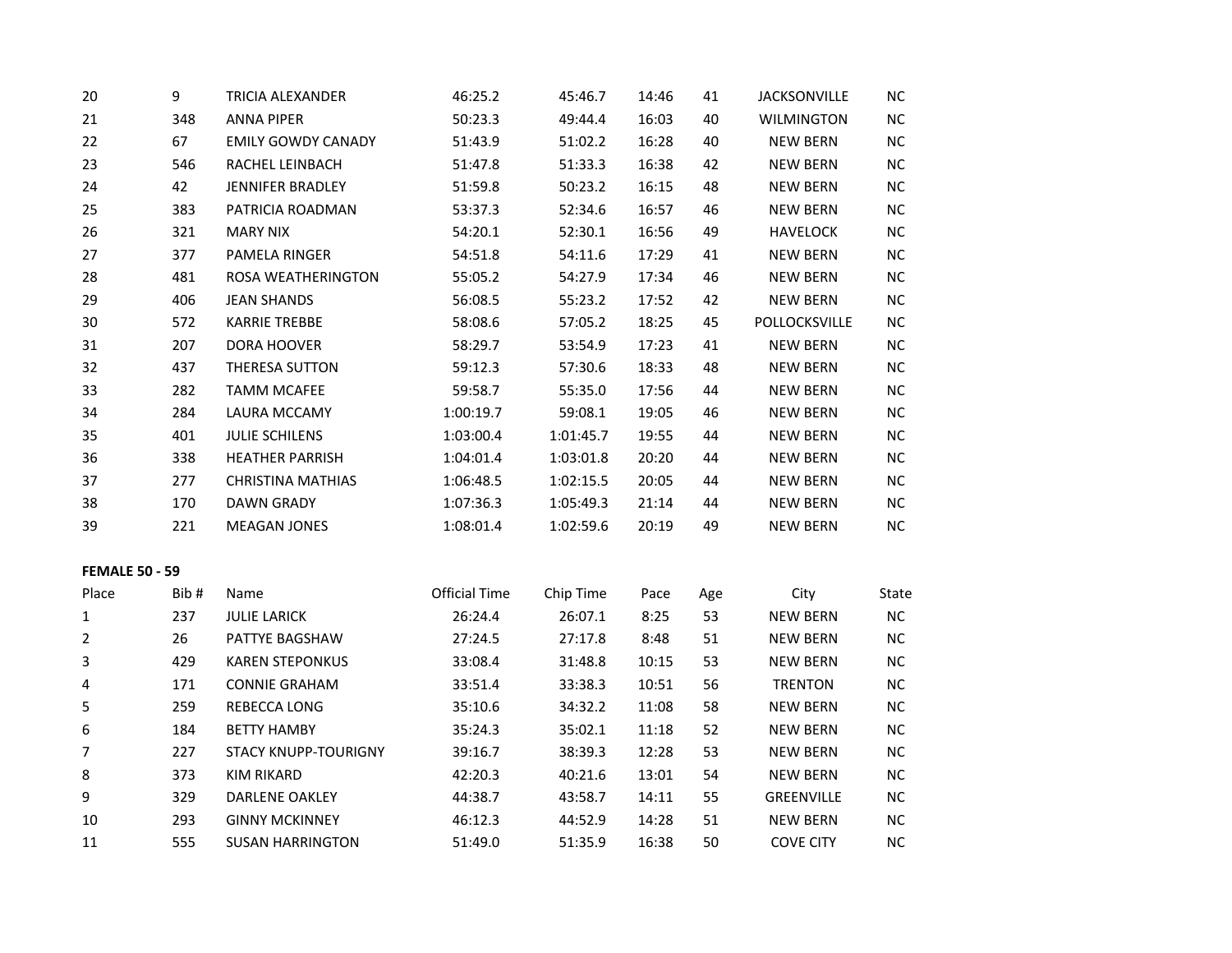| | | | | | | | | |
|---|---|---|---|---|---|---|---|---|
| 20 | 9 | TRICIA ALEXANDER | 46:25.2 | 45:46.7 | 14:46 | 41 | JACKSONVILLE | NC |
| 21 | 348 | ANNA PIPER | 50:23.3 | 49:44.4 | 16:03 | 40 | WILMINGTON | NC |
| 22 | 67 | EMILY GOWDY CANADY | 51:43.9 | 51:02.2 | 16:28 | 40 | NEW BERN | NC |
| 23 | 546 | RACHEL LEINBACH | 51:47.8 | 51:33.3 | 16:38 | 42 | NEW BERN | NC |
| 24 | 42 | JENNIFER BRADLEY | 51:59.8 | 50:23.2 | 16:15 | 48 | NEW BERN | NC |
| 25 | 383 | PATRICIA ROADMAN | 53:37.3 | 52:34.6 | 16:57 | 46 | NEW BERN | NC |
| 26 | 321 | MARY NIX | 54:20.1 | 52:30.1 | 16:56 | 49 | HAVELOCK | NC |
| 27 | 377 | PAMELA RINGER | 54:51.8 | 54:11.6 | 17:29 | 41 | NEW BERN | NC |
| 28 | 481 | ROSA WEATHERINGTON | 55:05.2 | 54:27.9 | 17:34 | 46 | NEW BERN | NC |
| 29 | 406 | JEAN SHANDS | 56:08.5 | 55:23.2 | 17:52 | 42 | NEW BERN | NC |
| 30 | 572 | KARRIE TREBBE | 58:08.6 | 57:05.2 | 18:25 | 45 | POLLOCKSVILLE | NC |
| 31 | 207 | DORA HOOVER | 58:29.7 | 53:54.9 | 17:23 | 41 | NEW BERN | NC |
| 32 | 437 | THERESA SUTTON | 59:12.3 | 57:30.6 | 18:33 | 48 | NEW BERN | NC |
| 33 | 282 | TAMM MCAFEE | 59:58.7 | 55:35.0 | 17:56 | 44 | NEW BERN | NC |
| 34 | 284 | LAURA MCCAMY | 1:00:19.7 | 59:08.1 | 19:05 | 46 | NEW BERN | NC |
| 35 | 401 | JULIE SCHILENS | 1:03:00.4 | 1:01:45.7 | 19:55 | 44 | NEW BERN | NC |
| 36 | 338 | HEATHER PARRISH | 1:04:01.4 | 1:03:01.8 | 20:20 | 44 | NEW BERN | NC |
| 37 | 277 | CHRISTINA MATHIAS | 1:06:48.5 | 1:02:15.5 | 20:05 | 44 | NEW BERN | NC |
| 38 | 170 | DAWN GRADY | 1:07:36.3 | 1:05:49.3 | 21:14 | 44 | NEW BERN | NC |
| 39 | 221 | MEAGAN JONES | 1:08:01.4 | 1:02:59.6 | 20:19 | 49 | NEW BERN | NC |

**FEMALE 50 - 59**

| Place | Bib # | Name | Official Time | Chip Time | Pace | Age | City | State |
|---|---|---|---|---|---|---|---|---|
| 1 | 237 | JULIE LARICK | 26:24.4 | 26:07.1 | 8:25 | 53 | NEW BERN | NC |
| 2 | 26 | PATTYE BAGSHAW | 27:24.5 | 27:17.8 | 8:48 | 51 | NEW BERN | NC |
| 3 | 429 | KAREN STEPONKUS | 33:08.4 | 31:48.8 | 10:15 | 53 | NEW BERN | NC |
| 4 | 171 | CONNIE GRAHAM | 33:51.4 | 33:38.3 | 10:51 | 56 | TRENTON | NC |
| 5 | 259 | REBECCA LONG | 35:10.6 | 34:32.2 | 11:08 | 58 | NEW BERN | NC |
| 6 | 184 | BETTY HAMBY | 35:24.3 | 35:02.1 | 11:18 | 52 | NEW BERN | NC |
| 7 | 227 | STACY KNUPP-TOURIGNY | 39:16.7 | 38:39.3 | 12:28 | 53 | NEW BERN | NC |
| 8 | 373 | KIM RIKARD | 42:20.3 | 40:21.6 | 13:01 | 54 | NEW BERN | NC |
| 9 | 329 | DARLENE OAKLEY | 44:38.7 | 43:58.7 | 14:11 | 55 | GREENVILLE | NC |
| 10 | 293 | GINNY MCKINNEY | 46:12.3 | 44:52.9 | 14:28 | 51 | NEW BERN | NC |
| 11 | 555 | SUSAN HARRINGTON | 51:49.0 | 51:35.9 | 16:38 | 50 | COVE CITY | NC |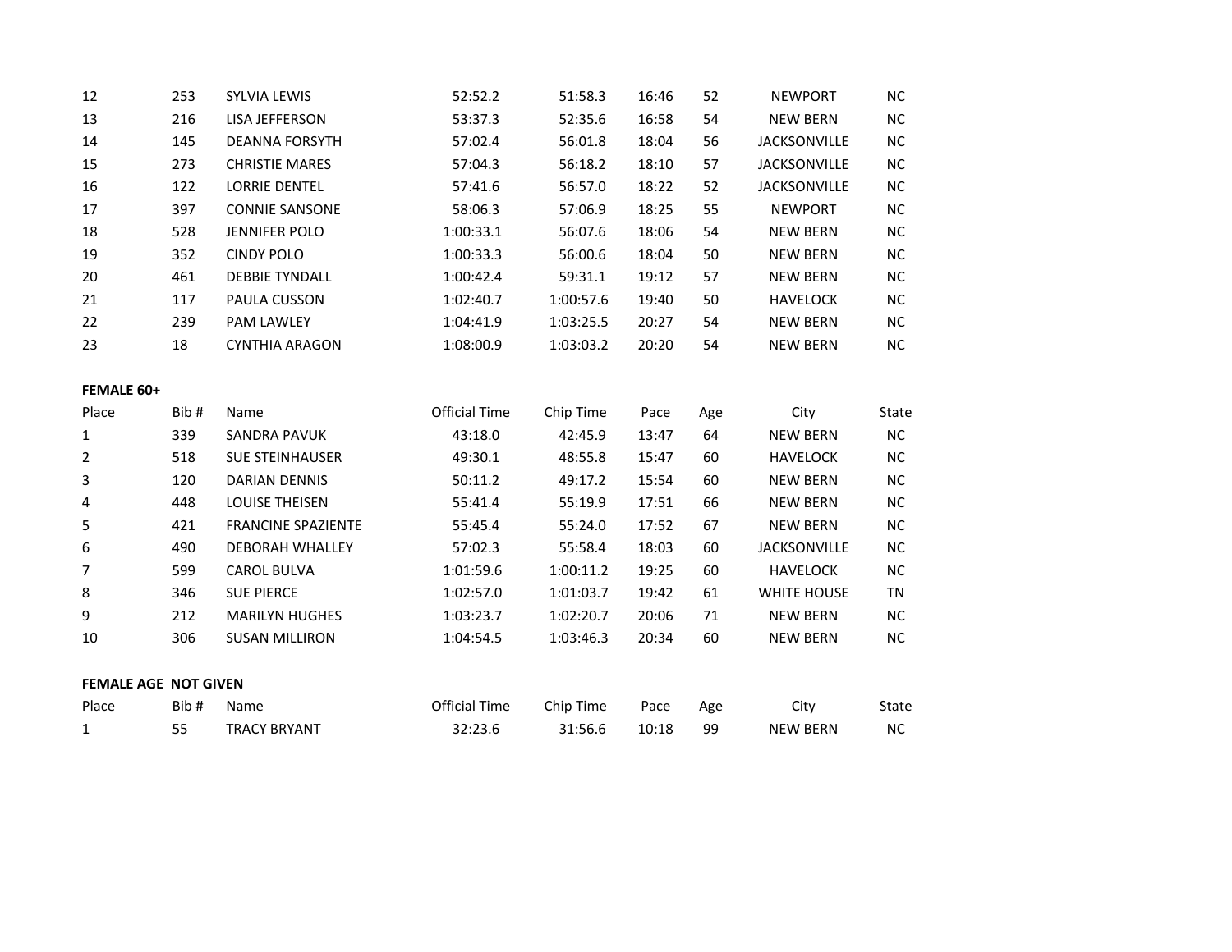| | | | | | | | | |
|---|---|---|---|---|---|---|---|---|
| 12 | 253 | SYLVIA LEWIS | 52:52.2 | 51:58.3 | 16:46 | 52 | NEWPORT | NC |
| 13 | 216 | LISA JEFFERSON | 53:37.3 | 52:35.6 | 16:58 | 54 | NEW BERN | NC |
| 14 | 145 | DEANNA FORSYTH | 57:02.4 | 56:01.8 | 18:04 | 56 | JACKSONVILLE | NC |
| 15 | 273 | CHRISTIE MARES | 57:04.3 | 56:18.2 | 18:10 | 57 | JACKSONVILLE | NC |
| 16 | 122 | LORRIE DENTEL | 57:41.6 | 56:57.0 | 18:22 | 52 | JACKSONVILLE | NC |
| 17 | 397 | CONNIE SANSONE | 58:06.3 | 57:06.9 | 18:25 | 55 | NEWPORT | NC |
| 18 | 528 | JENNIFER POLO | 1:00:33.1 | 56:07.6 | 18:06 | 54 | NEW BERN | NC |
| 19 | 352 | CINDY POLO | 1:00:33.3 | 56:00.6 | 18:04 | 50 | NEW BERN | NC |
| 20 | 461 | DEBBIE TYNDALL | 1:00:42.4 | 59:31.1 | 19:12 | 57 | NEW BERN | NC |
| 21 | 117 | PAULA CUSSON | 1:02:40.7 | 1:00:57.6 | 19:40 | 50 | HAVELOCK | NC |
| 22 | 239 | PAM LAWLEY | 1:04:41.9 | 1:03:25.5 | 20:27 | 54 | NEW BERN | NC |
| 23 | 18 | CYNTHIA ARAGON | 1:08:00.9 | 1:03:03.2 | 20:20 | 54 | NEW BERN | NC |

**FEMALE 60+**

| Place | Bib # | Name | Official Time | Chip Time | Pace | Age | City | State |
|---|---|---|---|---|---|---|---|---|
| 1 | 339 | SANDRA PAVUK | 43:18.0 | 42:45.9 | 13:47 | 64 | NEW BERN | NC |
| 2 | 518 | SUE STEINHAUSER | 49:30.1 | 48:55.8 | 15:47 | 60 | HAVELOCK | NC |
| 3 | 120 | DARIAN DENNIS | 50:11.2 | 49:17.2 | 15:54 | 60 | NEW BERN | NC |
| 4 | 448 | LOUISE THEISEN | 55:41.4 | 55:19.9 | 17:51 | 66 | NEW BERN | NC |
| 5 | 421 | FRANCINE SPAZIENTE | 55:45.4 | 55:24.0 | 17:52 | 67 | NEW BERN | NC |
| 6 | 490 | DEBORAH WHALLEY | 57:02.3 | 55:58.4 | 18:03 | 60 | JACKSONVILLE | NC |
| 7 | 599 | CAROL BULVA | 1:01:59.6 | 1:00:11.2 | 19:25 | 60 | HAVELOCK | NC |
| 8 | 346 | SUE PIERCE | 1:02:57.0 | 1:01:03.7 | 19:42 | 61 | WHITE HOUSE | TN |
| 9 | 212 | MARILYN HUGHES | 1:03:23.7 | 1:02:20.7 | 20:06 | 71 | NEW BERN | NC |
| 10 | 306 | SUSAN MILLIRON | 1:04:54.5 | 1:03:46.3 | 20:34 | 60 | NEW BERN | NC |

**FEMALE AGE NOT GIVEN**

| Place | Bib # | Name | Official Time | Chip Time | Pace | Age | City | State |
|---|---|---|---|---|---|---|---|---|
| 1 | 55 | TRACY BRYANT | 32:23.6 | 31:56.6 | 10:18 | 99 | NEW BERN | NC |